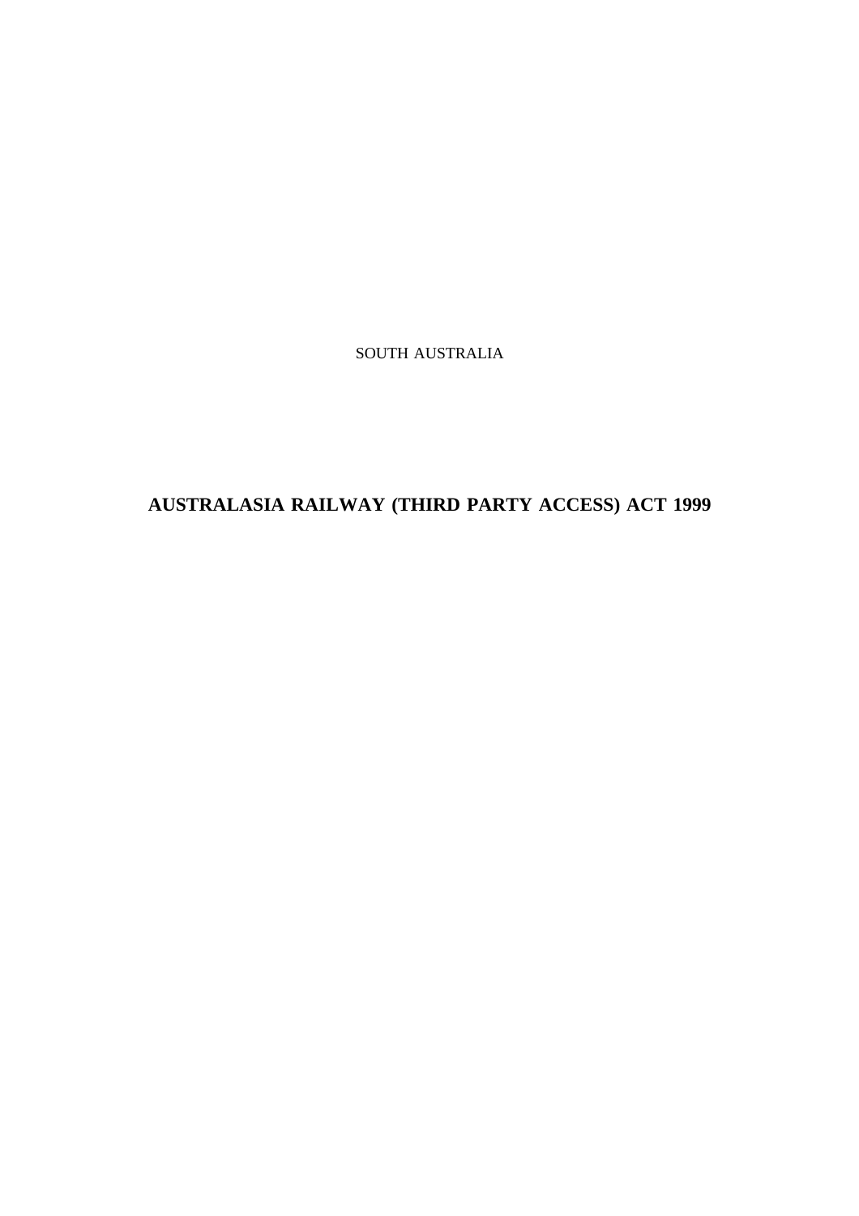SOUTH AUSTRALIA

# AUSTRALASIA RAILWAY (THIRD PARTY ACCESS) ACT 1999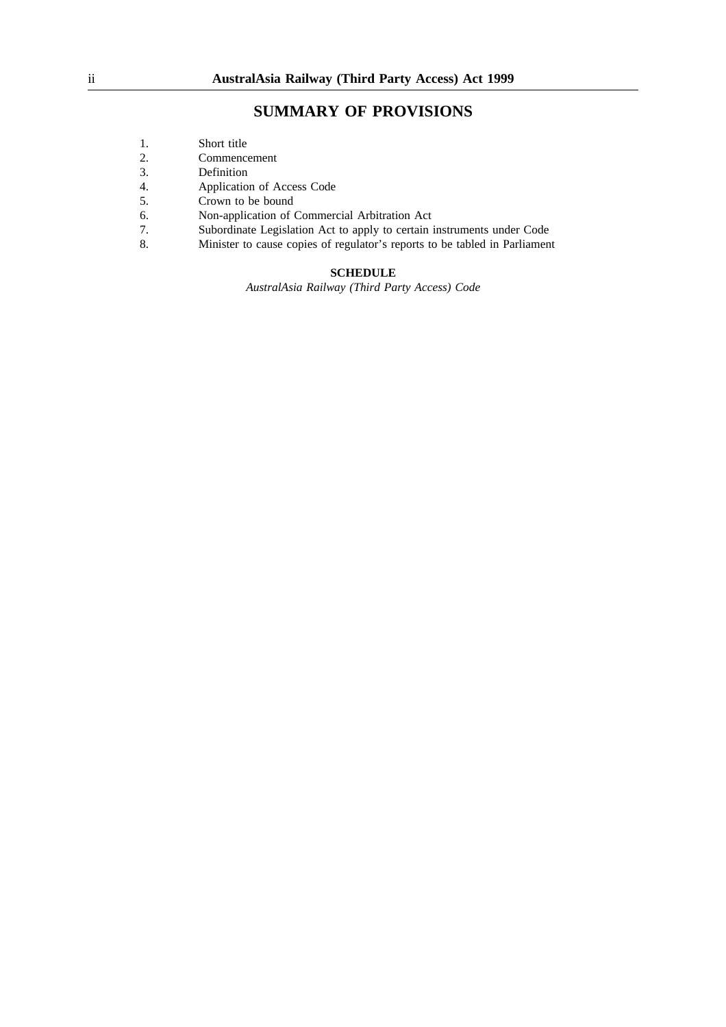## SUMMARY OF PROVISIONS

1. Short title
2. Commencement
3. Definition
4. Application of Access Code
5. Crown to be bound
6. Non-application of Commercial Arbitration Act
7. Subordinate Legislation Act to apply to certain instruments under Code
8. Minister to cause copies of regulator's reports to be tabled in Parliament

**SCHEDULE**

*AustralAsia Railway (Third Party Access) Code*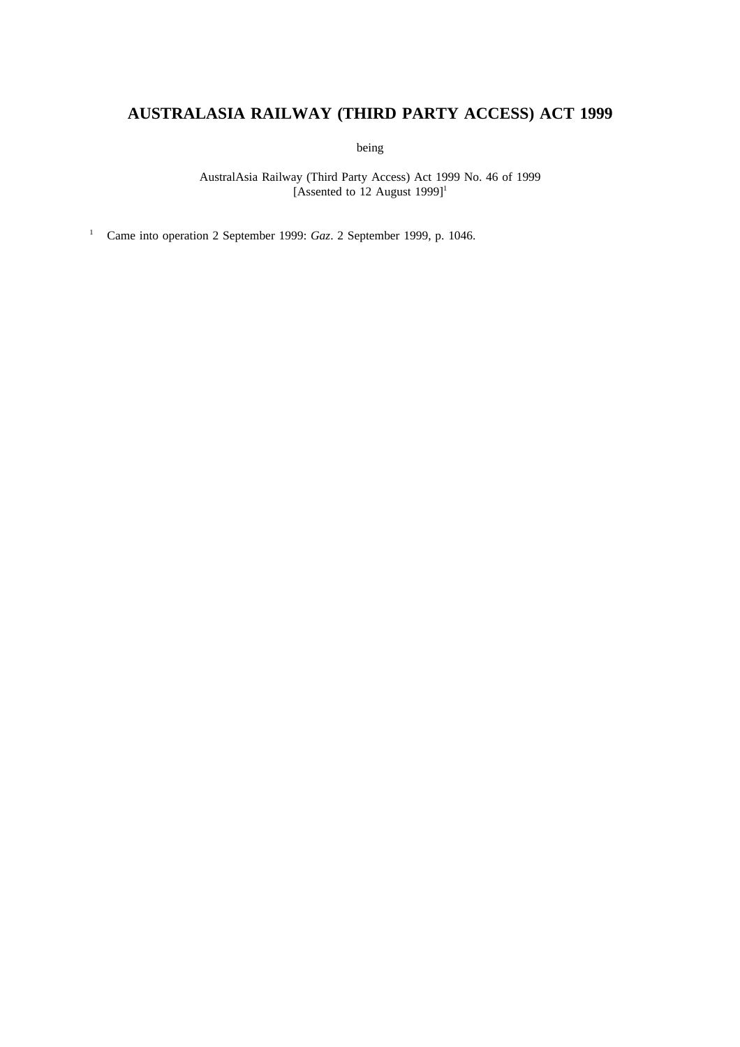# AUSTRALASIA RAILWAY (THIRD PARTY ACCESS) ACT 1999

being

AustralAsia Railway (Third Party Access) Act 1999 No. 46 of 1999
[Assented to 12 August 1999][1]

[1] Came into operation 2 September 1999: *Gaz*. 2 September 1999, p. 1046.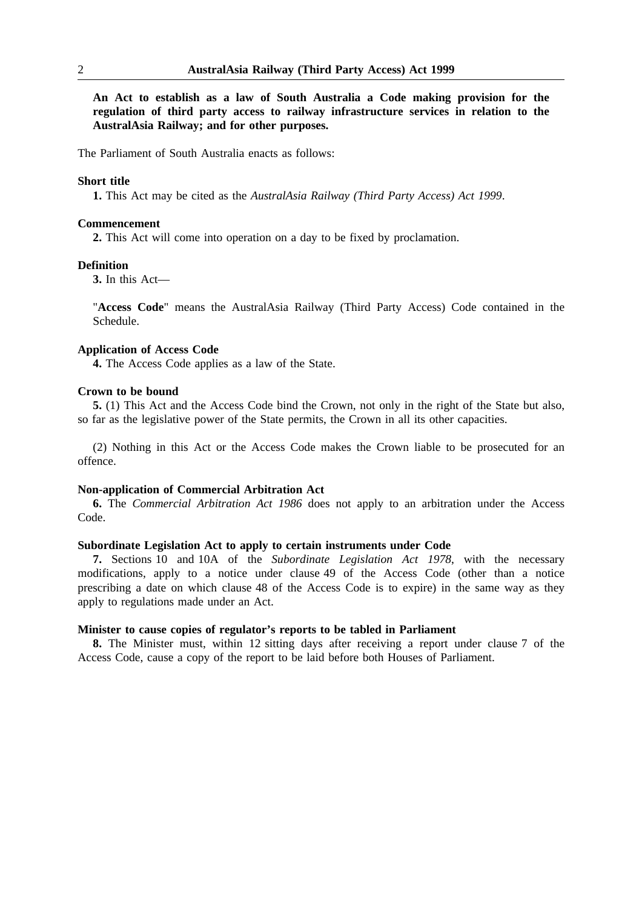**An Act to establish as a law of South Australia a Code making provision for the regulation of third party access to railway infrastructure services in relation to the AustralAsia Railway; and for other purposes.**

The Parliament of South Australia enacts as follows:

**Short title**

**1.** This Act may be cited as the *AustralAsia Railway (Third Party Access) Act 1999*.

**Commencement**

**2.** This Act will come into operation on a day to be fixed by proclamation.

**Definition**

**3.** In this Act—

"**Access Code**" means the AustralAsia Railway (Third Party Access) Code contained in the Schedule.

**Application of Access Code**

**4.** The Access Code applies as a law of the State.

**Crown to be bound**

**5.** (1) This Act and the Access Code bind the Crown, not only in the right of the State but also, so far as the legislative power of the State permits, the Crown in all its other capacities.

(2) Nothing in this Act or the Access Code makes the Crown liable to be prosecuted for an offence.

**Non-application of Commercial Arbitration Act**

**6.** The *Commercial Arbitration Act 1986* does not apply to an arbitration under the Access Code.

**Subordinate Legislation Act to apply to certain instruments under Code**

**7.** Sections 10 and 10A of the *Subordinate Legislation Act 1978*, with the necessary modifications, apply to a notice under clause 49 of the Access Code (other than a notice prescribing a date on which clause 48 of the Access Code is to expire) in the same way as they apply to regulations made under an Act.

**Minister to cause copies of regulator's reports to be tabled in Parliament**

**8.** The Minister must, within 12 sitting days after receiving a report under clause 7 of the Access Code, cause a copy of the report to be laid before both Houses of Parliament.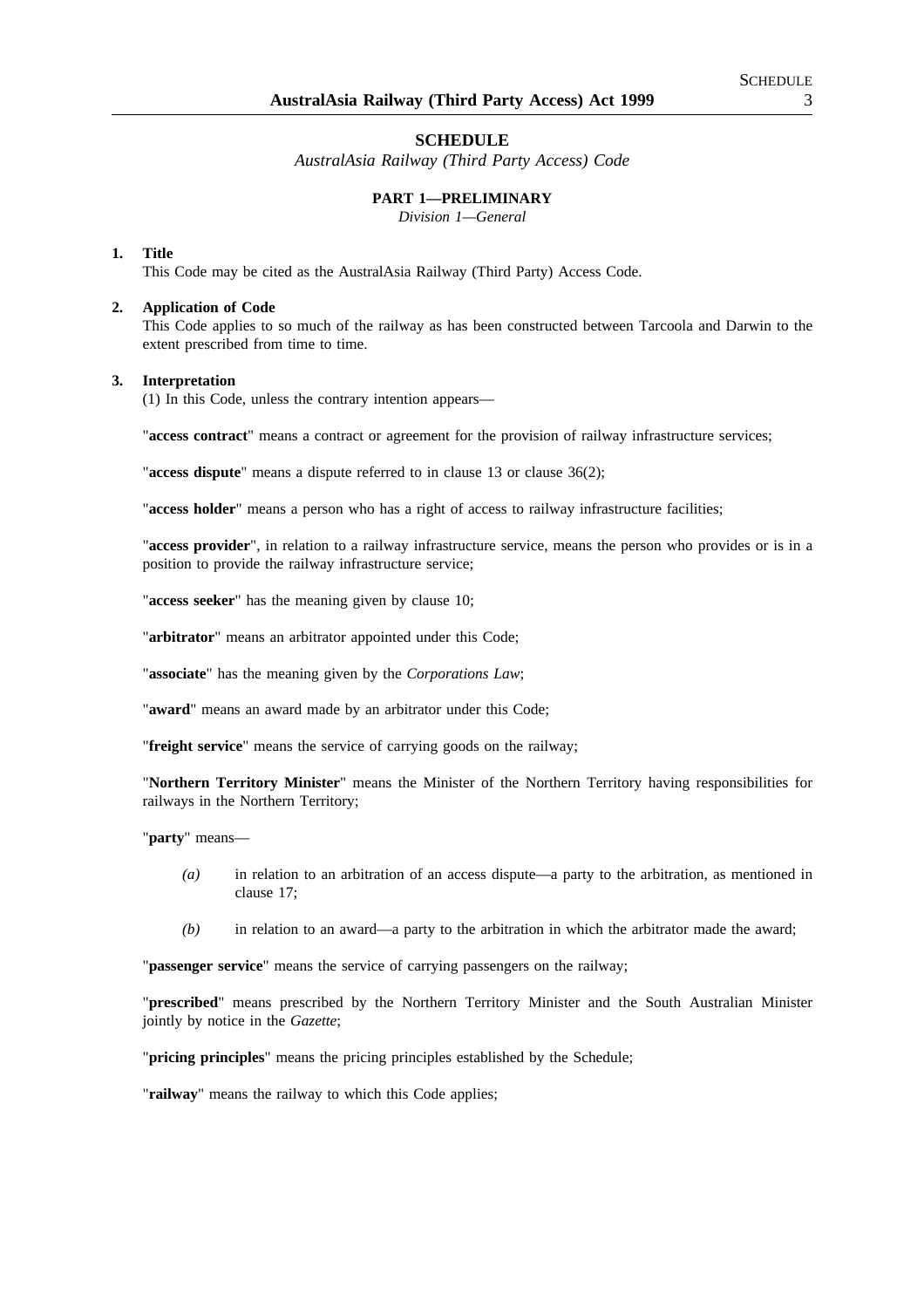# SCHEDULE

*AustralAsia Railway (Third Party Access) Code*

## PART 1—PRELIMINARY

*Division 1—General*

**1. Title**

This Code may be cited as the AustralAsia Railway (Third Party) Access Code.

**2. Application of Code**

This Code applies to so much of the railway as has been constructed between Tarcoola and Darwin to the extent prescribed from time to time.

**3. Interpretation**

(1) In this Code, unless the contrary intention appears—

"**access contract**" means a contract or agreement for the provision of railway infrastructure services;

"**access dispute**" means a dispute referred to in clause 13 or clause 36(2);

"**access holder**" means a person who has a right of access to railway infrastructure facilities;

"**access provider**", in relation to a railway infrastructure service, means the person who provides or is in a position to provide the railway infrastructure service;

"**access seeker**" has the meaning given by clause 10;

"**arbitrator**" means an arbitrator appointed under this Code;

"**associate**" has the meaning given by the *Corporations Law*;

"**award**" means an award made by an arbitrator under this Code;

"**freight service**" means the service of carrying goods on the railway;

"**Northern Territory Minister**" means the Minister of the Northern Territory having responsibilities for railways in the Northern Territory;

"**party**" means—

- *(a)* in relation to an arbitration of an access dispute—a party to the arbitration, as mentioned in clause 17;
- *(b)* in relation to an award—a party to the arbitration in which the arbitrator made the award;

"**passenger service**" means the service of carrying passengers on the railway;

"**prescribed**" means prescribed by the Northern Territory Minister and the South Australian Minister jointly by notice in the *Gazette*;

"**pricing principles**" means the pricing principles established by the Schedule;

"**railway**" means the railway to which this Code applies;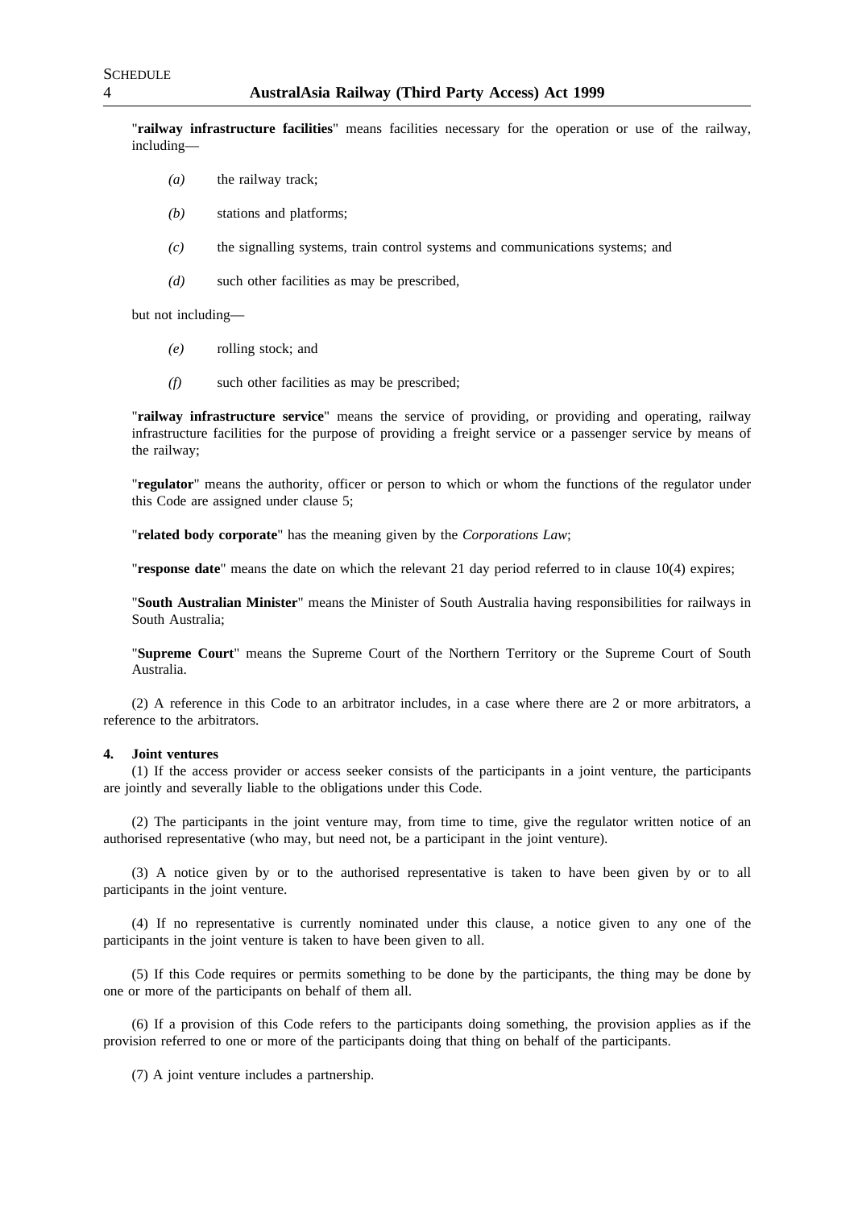"**railway infrastructure facilities**" means facilities necessary for the operation or use of the railway, including—

*(a)* the railway track;

*(b)* stations and platforms;

*(c)* the signalling systems, train control systems and communications systems; and

*(d)* such other facilities as may be prescribed,

but not including—

*(e)* rolling stock; and

*(f)* such other facilities as may be prescribed;

"**railway infrastructure service**" means the service of providing, or providing and operating, railway infrastructure facilities for the purpose of providing a freight service or a passenger service by means of the railway;

"**regulator**" means the authority, officer or person to which or whom the functions of the regulator under this Code are assigned under clause 5;

"**related body corporate**" has the meaning given by the *Corporations Law*;

"**response date**" means the date on which the relevant 21 day period referred to in clause 10(4) expires;

"**South Australian Minister**" means the Minister of South Australia having responsibilities for railways in South Australia;

"**Supreme Court**" means the Supreme Court of the Northern Territory or the Supreme Court of South Australia.

(2) A reference in this Code to an arbitrator includes, in a case where there are 2 or more arbitrators, a reference to the arbitrators.

**4. Joint ventures**

(1) If the access provider or access seeker consists of the participants in a joint venture, the participants are jointly and severally liable to the obligations under this Code.

(2) The participants in the joint venture may, from time to time, give the regulator written notice of an authorised representative (who may, but need not, be a participant in the joint venture).

(3) A notice given by or to the authorised representative is taken to have been given by or to all participants in the joint venture.

(4) If no representative is currently nominated under this clause, a notice given to any one of the participants in the joint venture is taken to have been given to all.

(5) If this Code requires or permits something to be done by the participants, the thing may be done by one or more of the participants on behalf of them all.

(6) If a provision of this Code refers to the participants doing something, the provision applies as if the provision referred to one or more of the participants doing that thing on behalf of the participants.

(7) A joint venture includes a partnership.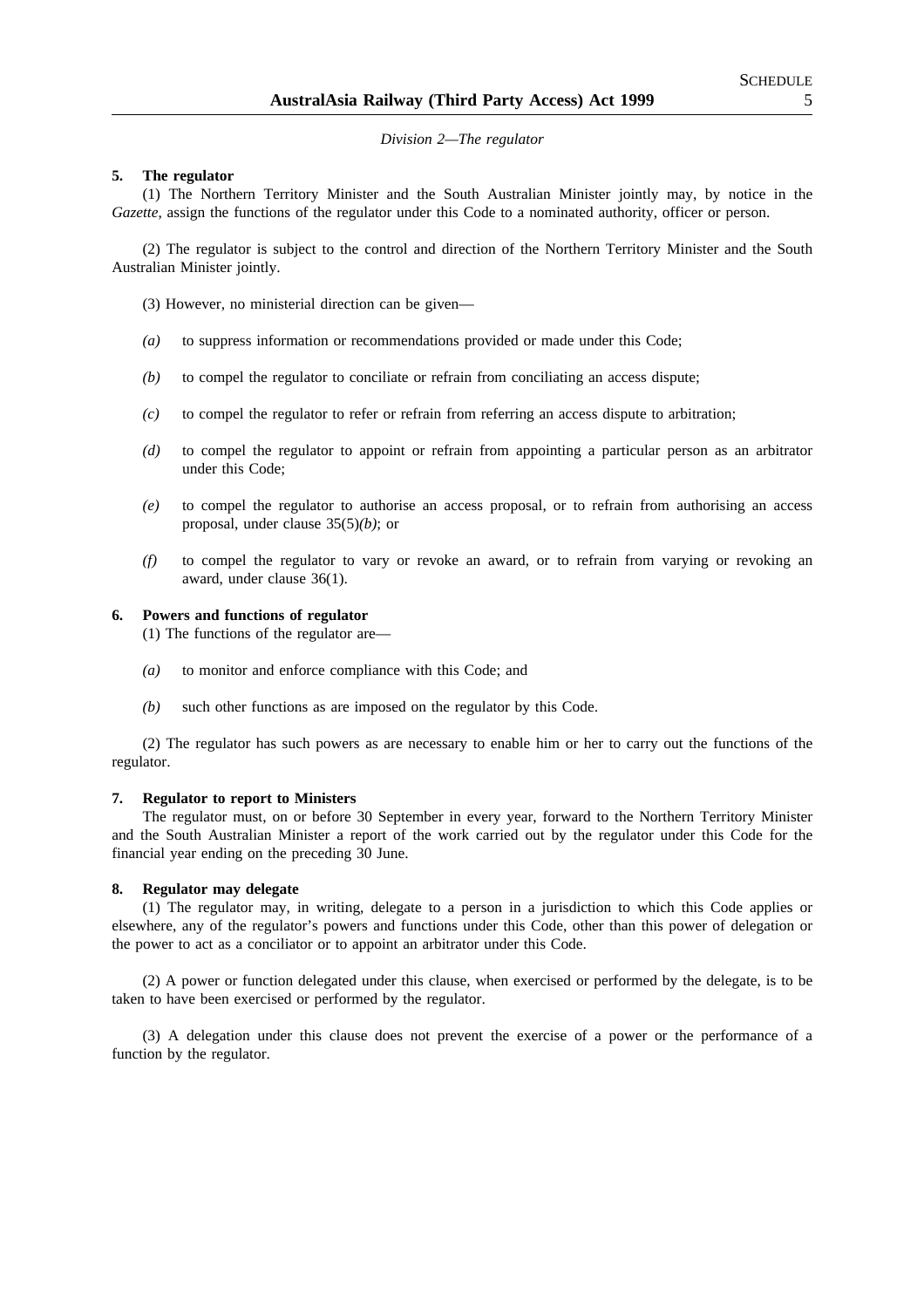*Division 2—The regulator*

**5. The regulator**

(1) The Northern Territory Minister and the South Australian Minister jointly may, by notice in the *Gazette*, assign the functions of the regulator under this Code to a nominated authority, officer or person.

(2) The regulator is subject to the control and direction of the Northern Territory Minister and the South Australian Minister jointly.

(3) However, no ministerial direction can be given—

*(a)* to suppress information or recommendations provided or made under this Code;

*(b)* to compel the regulator to conciliate or refrain from conciliating an access dispute;

*(c)* to compel the regulator to refer or refrain from referring an access dispute to arbitration;

*(d)* to compel the regulator to appoint or refrain from appointing a particular person as an arbitrator under this Code;

*(e)* to compel the regulator to authorise an access proposal, or to refrain from authorising an access proposal, under clause 35(5)*(b)*; or

*(f)* to compel the regulator to vary or revoke an award, or to refrain from varying or revoking an award, under clause 36(1).

**6. Powers and functions of regulator**

(1) The functions of the regulator are—

*(a)* to monitor and enforce compliance with this Code; and

*(b)* such other functions as are imposed on the regulator by this Code.

(2) The regulator has such powers as are necessary to enable him or her to carry out the functions of the regulator.

**7. Regulator to report to Ministers**

The regulator must, on or before 30 September in every year, forward to the Northern Territory Minister and the South Australian Minister a report of the work carried out by the regulator under this Code for the financial year ending on the preceding 30 June.

**8. Regulator may delegate**

(1) The regulator may, in writing, delegate to a person in a jurisdiction to which this Code applies or elsewhere, any of the regulator's powers and functions under this Code, other than this power of delegation or the power to act as a conciliator or to appoint an arbitrator under this Code.

(2) A power or function delegated under this clause, when exercised or performed by the delegate, is to be taken to have been exercised or performed by the regulator.

(3) A delegation under this clause does not prevent the exercise of a power or the performance of a function by the regulator.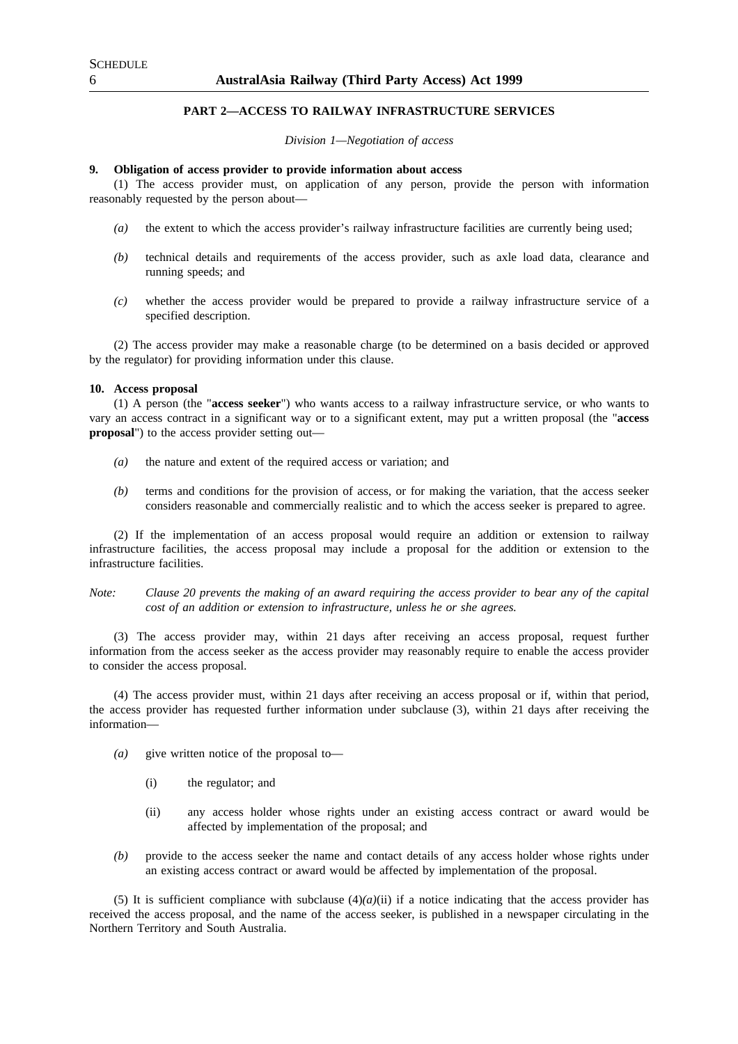## PART 2—ACCESS TO RAILWAY INFRASTRUCTURE SERVICES

*Division 1—Negotiation of access*

**9. Obligation of access provider to provide information about access**

(1) The access provider must, on application of any person, provide the person with information reasonably requested by the person about—

*(a)* the extent to which the access provider's railway infrastructure facilities are currently being used;

*(b)* technical details and requirements of the access provider, such as axle load data, clearance and running speeds; and

*(c)* whether the access provider would be prepared to provide a railway infrastructure service of a specified description.

(2) The access provider may make a reasonable charge (to be determined on a basis decided or approved by the regulator) for providing information under this clause.

**10. Access proposal**

(1) A person (the "**access seeker**") who wants access to a railway infrastructure service, or who wants to vary an access contract in a significant way or to a significant extent, may put a written proposal (the "**access proposal**") to the access provider setting out—

*(a)* the nature and extent of the required access or variation; and

*(b)* terms and conditions for the provision of access, or for making the variation, that the access seeker considers reasonable and commercially realistic and to which the access seeker is prepared to agree.

(2) If the implementation of an access proposal would require an addition or extension to railway infrastructure facilities, the access proposal may include a proposal for the addition or extension to the infrastructure facilities.

*Note: Clause 20 prevents the making of an award requiring the access provider to bear any of the capital cost of an addition or extension to infrastructure, unless he or she agrees.*

(3) The access provider may, within 21 days after receiving an access proposal, request further information from the access seeker as the access provider may reasonably require to enable the access provider to consider the access proposal.

(4) The access provider must, within 21 days after receiving an access proposal or if, within that period, the access provider has requested further information under subclause (3), within 21 days after receiving the information—

*(a)* give written notice of the proposal to—

(i) the regulator; and

(ii) any access holder whose rights under an existing access contract or award would be affected by implementation of the proposal; and

*(b)* provide to the access seeker the name and contact details of any access holder whose rights under an existing access contract or award would be affected by implementation of the proposal.

(5) It is sufficient compliance with subclause (4)*(a)*(ii) if a notice indicating that the access provider has received the access proposal, and the name of the access seeker, is published in a newspaper circulating in the Northern Territory and South Australia.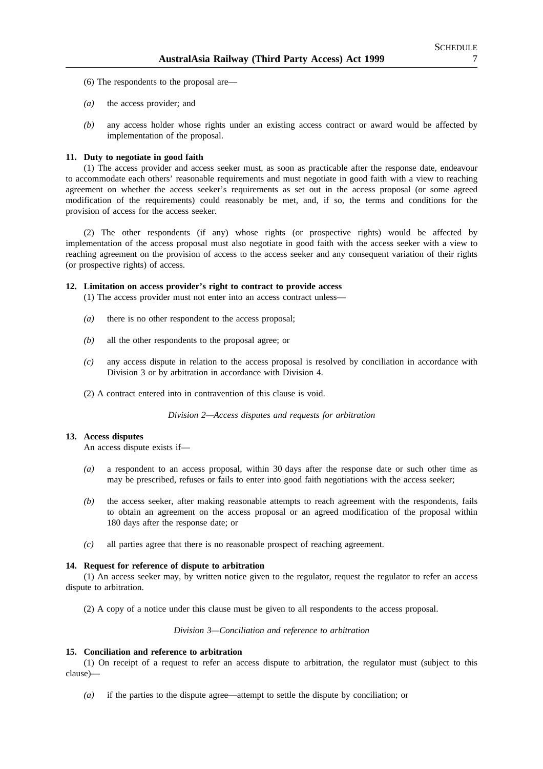(6) The respondents to the proposal are—

*(a)* the access provider; and

*(b)* any access holder whose rights under an existing access contract or award would be affected by implementation of the proposal.

**11. Duty to negotiate in good faith**

(1) The access provider and access seeker must, as soon as practicable after the response date, endeavour to accommodate each others' reasonable requirements and must negotiate in good faith with a view to reaching agreement on whether the access seeker's requirements as set out in the access proposal (or some agreed modification of the requirements) could reasonably be met, and, if so, the terms and conditions for the provision of access for the access seeker.

(2) The other respondents (if any) whose rights (or prospective rights) would be affected by implementation of the access proposal must also negotiate in good faith with the access seeker with a view to reaching agreement on the provision of access to the access seeker and any consequent variation of their rights (or prospective rights) of access.

**12. Limitation on access provider's right to contract to provide access**

(1) The access provider must not enter into an access contract unless—

*(a)* there is no other respondent to the access proposal;

*(b)* all the other respondents to the proposal agree; or

*(c)* any access dispute in relation to the access proposal is resolved by conciliation in accordance with Division 3 or by arbitration in accordance with Division 4.

(2) A contract entered into in contravention of this clause is void.

*Division 2—Access disputes and requests for arbitration*

**13. Access disputes**

An access dispute exists if—

*(a)* a respondent to an access proposal, within 30 days after the response date or such other time as may be prescribed, refuses or fails to enter into good faith negotiations with the access seeker;

*(b)* the access seeker, after making reasonable attempts to reach agreement with the respondents, fails to obtain an agreement on the access proposal or an agreed modification of the proposal within 180 days after the response date; or

*(c)* all parties agree that there is no reasonable prospect of reaching agreement.

**14. Request for reference of dispute to arbitration**

(1) An access seeker may, by written notice given to the regulator, request the regulator to refer an access dispute to arbitration.

(2) A copy of a notice under this clause must be given to all respondents to the access proposal.

*Division 3—Conciliation and reference to arbitration*

**15. Conciliation and reference to arbitration**

(1) On receipt of a request to refer an access dispute to arbitration, the regulator must (subject to this clause)—

*(a)* if the parties to the dispute agree—attempt to settle the dispute by conciliation; or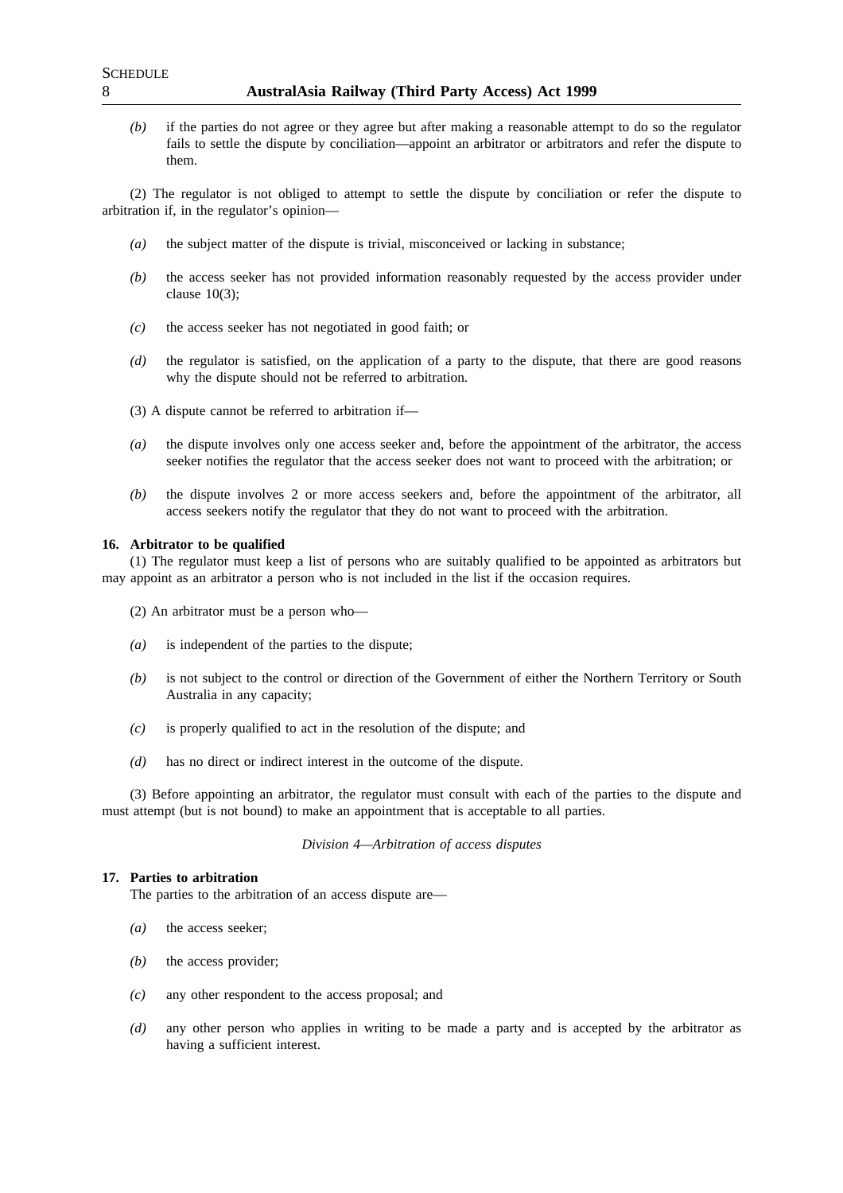*(b)* if the parties do not agree or they agree but after making a reasonable attempt to do so the regulator fails to settle the dispute by conciliation—appoint an arbitrator or arbitrators and refer the dispute to them.

(2) The regulator is not obliged to attempt to settle the dispute by conciliation or refer the dispute to arbitration if, in the regulator's opinion—

*(a)* the subject matter of the dispute is trivial, misconceived or lacking in substance;

*(b)* the access seeker has not provided information reasonably requested by the access provider under clause 10(3);

*(c)* the access seeker has not negotiated in good faith; or

*(d)* the regulator is satisfied, on the application of a party to the dispute, that there are good reasons why the dispute should not be referred to arbitration.

(3) A dispute cannot be referred to arbitration if—

*(a)* the dispute involves only one access seeker and, before the appointment of the arbitrator, the access seeker notifies the regulator that the access seeker does not want to proceed with the arbitration; or

*(b)* the dispute involves 2 or more access seekers and, before the appointment of the arbitrator, all access seekers notify the regulator that they do not want to proceed with the arbitration.

**16. Arbitrator to be qualified**

(1) The regulator must keep a list of persons who are suitably qualified to be appointed as arbitrators but may appoint as an arbitrator a person who is not included in the list if the occasion requires.

(2) An arbitrator must be a person who—

*(a)* is independent of the parties to the dispute;

*(b)* is not subject to the control or direction of the Government of either the Northern Territory or South Australia in any capacity;

*(c)* is properly qualified to act in the resolution of the dispute; and

*(d)* has no direct or indirect interest in the outcome of the dispute.

(3) Before appointing an arbitrator, the regulator must consult with each of the parties to the dispute and must attempt (but is not bound) to make an appointment that is acceptable to all parties.

*Division 4—Arbitration of access disputes*

**17. Parties to arbitration**

The parties to the arbitration of an access dispute are—

*(a)* the access seeker;

*(b)* the access provider;

*(c)* any other respondent to the access proposal; and

*(d)* any other person who applies in writing to be made a party and is accepted by the arbitrator as having a sufficient interest.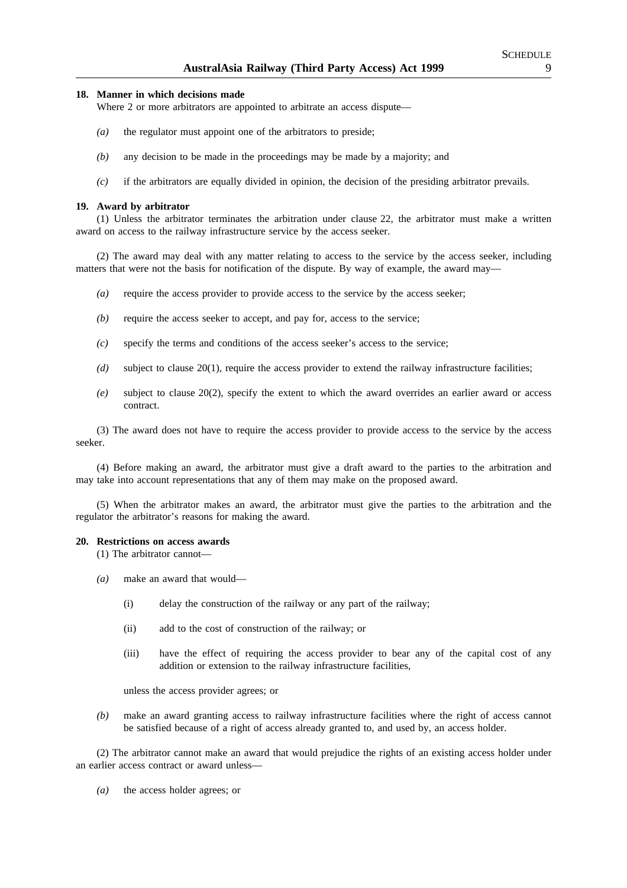**18. Manner in which decisions made**

Where 2 or more arbitrators are appointed to arbitrate an access dispute—

*(a)* the regulator must appoint one of the arbitrators to preside;

*(b)* any decision to be made in the proceedings may be made by a majority; and

*(c)* if the arbitrators are equally divided in opinion, the decision of the presiding arbitrator prevails.

**19. Award by arbitrator**

(1) Unless the arbitrator terminates the arbitration under clause 22, the arbitrator must make a written award on access to the railway infrastructure service by the access seeker.

(2) The award may deal with any matter relating to access to the service by the access seeker, including matters that were not the basis for notification of the dispute. By way of example, the award may—

*(a)* require the access provider to provide access to the service by the access seeker;

*(b)* require the access seeker to accept, and pay for, access to the service;

*(c)* specify the terms and conditions of the access seeker's access to the service;

*(d)* subject to clause 20(1), require the access provider to extend the railway infrastructure facilities;

*(e)* subject to clause 20(2), specify the extent to which the award overrides an earlier award or access contract.

(3) The award does not have to require the access provider to provide access to the service by the access seeker.

(4) Before making an award, the arbitrator must give a draft award to the parties to the arbitration and may take into account representations that any of them may make on the proposed award.

(5) When the arbitrator makes an award, the arbitrator must give the parties to the arbitration and the regulator the arbitrator's reasons for making the award.

**20. Restrictions on access awards**

(1) The arbitrator cannot—

*(a)* make an award that would—

(i) delay the construction of the railway or any part of the railway;

(ii) add to the cost of construction of the railway; or

(iii) have the effect of requiring the access provider to bear any of the capital cost of any addition or extension to the railway infrastructure facilities,

unless the access provider agrees; or

*(b)* make an award granting access to railway infrastructure facilities where the right of access cannot be satisfied because of a right of access already granted to, and used by, an access holder.

(2) The arbitrator cannot make an award that would prejudice the rights of an existing access holder under an earlier access contract or award unless—

*(a)* the access holder agrees; or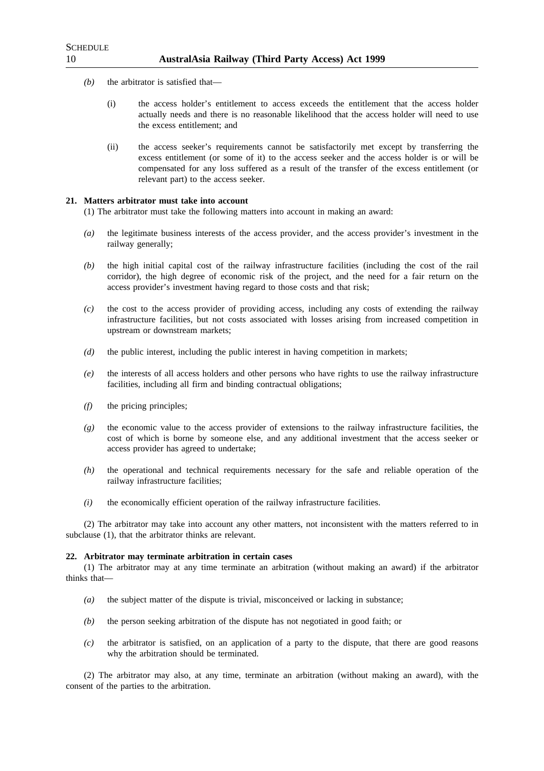*(b)* the arbitrator is satisfied that—

(i) the access holder's entitlement to access exceeds the entitlement that the access holder actually needs and there is no reasonable likelihood that the access holder will need to use the excess entitlement; and

(ii) the access seeker's requirements cannot be satisfactorily met except by transferring the excess entitlement (or some of it) to the access seeker and the access holder is or will be compensated for any loss suffered as a result of the transfer of the excess entitlement (or relevant part) to the access seeker.

**21. Matters arbitrator must take into account**

(1) The arbitrator must take the following matters into account in making an award:

*(a)* the legitimate business interests of the access provider, and the access provider's investment in the railway generally;

*(b)* the high initial capital cost of the railway infrastructure facilities (including the cost of the rail corridor), the high degree of economic risk of the project, and the need for a fair return on the access provider's investment having regard to those costs and that risk;

*(c)* the cost to the access provider of providing access, including any costs of extending the railway infrastructure facilities, but not costs associated with losses arising from increased competition in upstream or downstream markets;

*(d)* the public interest, including the public interest in having competition in markets;

*(e)* the interests of all access holders and other persons who have rights to use the railway infrastructure facilities, including all firm and binding contractual obligations;

*(f)* the pricing principles;

*(g)* the economic value to the access provider of extensions to the railway infrastructure facilities, the cost of which is borne by someone else, and any additional investment that the access seeker or access provider has agreed to undertake;

*(h)* the operational and technical requirements necessary for the safe and reliable operation of the railway infrastructure facilities;

*(i)* the economically efficient operation of the railway infrastructure facilities.

(2) The arbitrator may take into account any other matters, not inconsistent with the matters referred to in subclause (1), that the arbitrator thinks are relevant.

**22. Arbitrator may terminate arbitration in certain cases**

(1) The arbitrator may at any time terminate an arbitration (without making an award) if the arbitrator thinks that—

*(a)* the subject matter of the dispute is trivial, misconceived or lacking in substance;

*(b)* the person seeking arbitration of the dispute has not negotiated in good faith; or

*(c)* the arbitrator is satisfied, on an application of a party to the dispute, that there are good reasons why the arbitration should be terminated.

(2) The arbitrator may also, at any time, terminate an arbitration (without making an award), with the consent of the parties to the arbitration.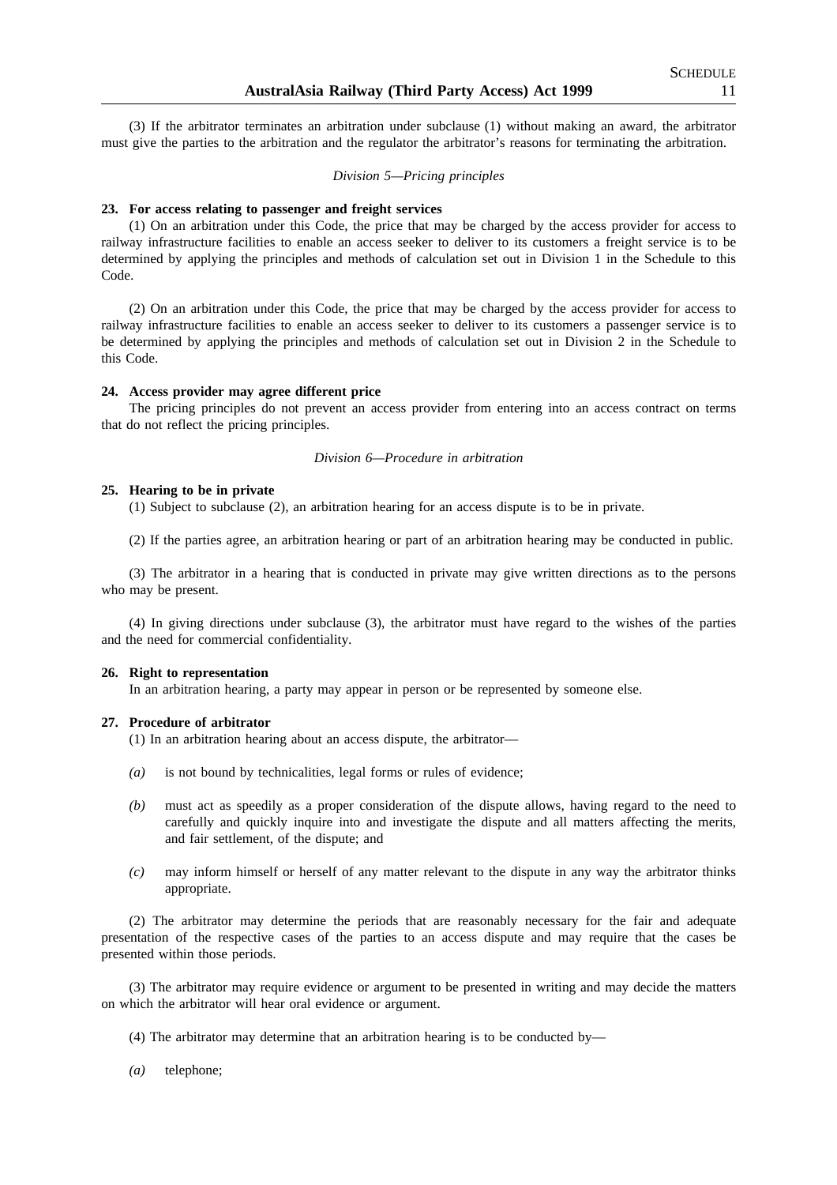(3) If the arbitrator terminates an arbitration under subclause (1) without making an award, the arbitrator must give the parties to the arbitration and the regulator the arbitrator's reasons for terminating the arbitration.

*Division 5—Pricing principles*

**23. For access relating to passenger and freight services**

(1) On an arbitration under this Code, the price that may be charged by the access provider for access to railway infrastructure facilities to enable an access seeker to deliver to its customers a freight service is to be determined by applying the principles and methods of calculation set out in Division 1 in the Schedule to this Code.

(2) On an arbitration under this Code, the price that may be charged by the access provider for access to railway infrastructure facilities to enable an access seeker to deliver to its customers a passenger service is to be determined by applying the principles and methods of calculation set out in Division 2 in the Schedule to this Code.

**24. Access provider may agree different price**

The pricing principles do not prevent an access provider from entering into an access contract on terms that do not reflect the pricing principles.

*Division 6—Procedure in arbitration*

**25. Hearing to be in private**

(1) Subject to subclause (2), an arbitration hearing for an access dispute is to be in private.

(2) If the parties agree, an arbitration hearing or part of an arbitration hearing may be conducted in public.

(3) The arbitrator in a hearing that is conducted in private may give written directions as to the persons who may be present.

(4) In giving directions under subclause (3), the arbitrator must have regard to the wishes of the parties and the need for commercial confidentiality.

**26. Right to representation**

In an arbitration hearing, a party may appear in person or be represented by someone else.

**27. Procedure of arbitrator**

(1) In an arbitration hearing about an access dispute, the arbitrator—

*(a)* is not bound by technicalities, legal forms or rules of evidence;

*(b)* must act as speedily as a proper consideration of the dispute allows, having regard to the need to carefully and quickly inquire into and investigate the dispute and all matters affecting the merits, and fair settlement, of the dispute; and

*(c)* may inform himself or herself of any matter relevant to the dispute in any way the arbitrator thinks appropriate.

(2) The arbitrator may determine the periods that are reasonably necessary for the fair and adequate presentation of the respective cases of the parties to an access dispute and may require that the cases be presented within those periods.

(3) The arbitrator may require evidence or argument to be presented in writing and may decide the matters on which the arbitrator will hear oral evidence or argument.

(4) The arbitrator may determine that an arbitration hearing is to be conducted by—

*(a)* telephone;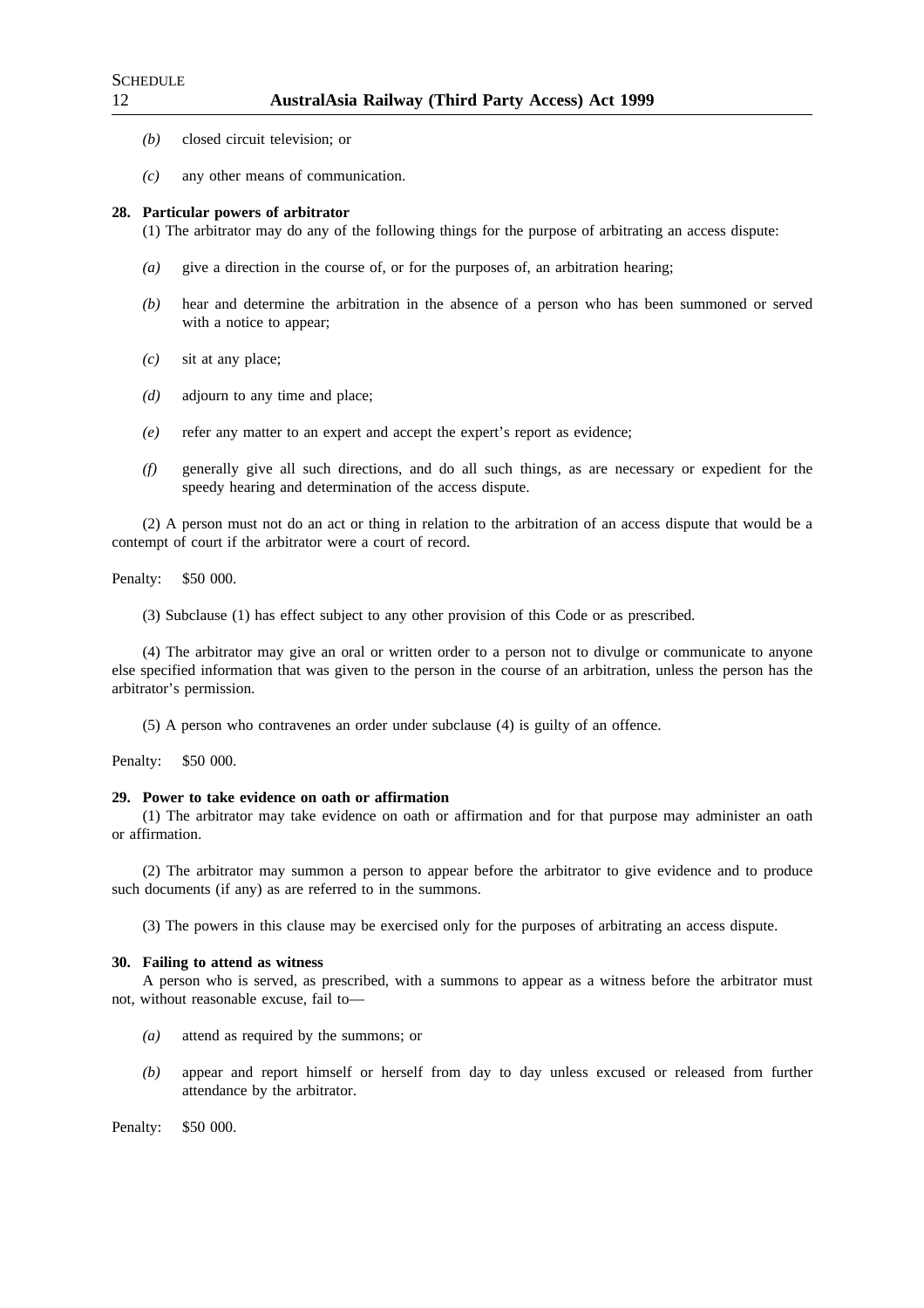*(b)* closed circuit television; or

*(c)* any other means of communication.

**28. Particular powers of arbitrator**

(1) The arbitrator may do any of the following things for the purpose of arbitrating an access dispute:

*(a)* give a direction in the course of, or for the purposes of, an arbitration hearing;

*(b)* hear and determine the arbitration in the absence of a person who has been summoned or served with a notice to appear;

*(c)* sit at any place;

*(d)* adjourn to any time and place;

*(e)* refer any matter to an expert and accept the expert's report as evidence;

*(f)* generally give all such directions, and do all such things, as are necessary or expedient for the speedy hearing and determination of the access dispute.

(2) A person must not do an act or thing in relation to the arbitration of an access dispute that would be a contempt of court if the arbitrator were a court of record.

Penalty: $50 000.

(3) Subclause (1) has effect subject to any other provision of this Code or as prescribed.

(4) The arbitrator may give an oral or written order to a person not to divulge or communicate to anyone else specified information that was given to the person in the course of an arbitration, unless the person has the arbitrator's permission.

(5) A person who contravenes an order under subclause (4) is guilty of an offence.

Penalty: $50 000.

**29. Power to take evidence on oath or affirmation**

(1) The arbitrator may take evidence on oath or affirmation and for that purpose may administer an oath or affirmation.

(2) The arbitrator may summon a person to appear before the arbitrator to give evidence and to produce such documents (if any) as are referred to in the summons.

(3) The powers in this clause may be exercised only for the purposes of arbitrating an access dispute.

**30. Failing to attend as witness**

A person who is served, as prescribed, with a summons to appear as a witness before the arbitrator must not, without reasonable excuse, fail to—

*(a)* attend as required by the summons; or

*(b)* appear and report himself or herself from day to day unless excused or released from further attendance by the arbitrator.

Penalty: $50 000.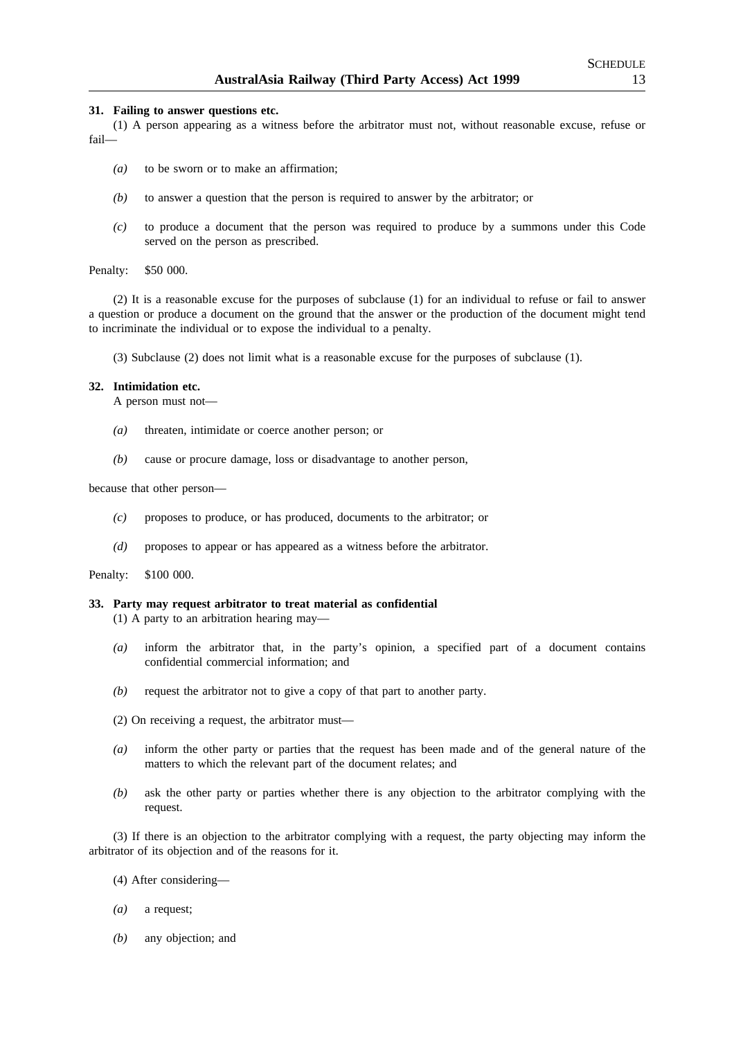**31. Failing to answer questions etc.**

(1) A person appearing as a witness before the arbitrator must not, without reasonable excuse, refuse or fail—

*(a)* to be sworn or to make an affirmation;

*(b)* to answer a question that the person is required to answer by the arbitrator; or

*(c)* to produce a document that the person was required to produce by a summons under this Code served on the person as prescribed.

Penalty: $50 000.

(2) It is a reasonable excuse for the purposes of subclause (1) for an individual to refuse or fail to answer a question or produce a document on the ground that the answer or the production of the document might tend to incriminate the individual or to expose the individual to a penalty.

(3) Subclause (2) does not limit what is a reasonable excuse for the purposes of subclause (1).

**32. Intimidation etc.**

A person must not—

*(a)* threaten, intimidate or coerce another person; or

*(b)* cause or procure damage, loss or disadvantage to another person,

because that other person—

*(c)* proposes to produce, or has produced, documents to the arbitrator; or

*(d)* proposes to appear or has appeared as a witness before the arbitrator.

Penalty: $100 000.

**33. Party may request arbitrator to treat material as confidential**

(1) A party to an arbitration hearing may—

*(a)* inform the arbitrator that, in the party's opinion, a specified part of a document contains confidential commercial information; and

*(b)* request the arbitrator not to give a copy of that part to another party.

(2) On receiving a request, the arbitrator must—

*(a)* inform the other party or parties that the request has been made and of the general nature of the matters to which the relevant part of the document relates; and

*(b)* ask the other party or parties whether there is any objection to the arbitrator complying with the request.

(3) If there is an objection to the arbitrator complying with a request, the party objecting may inform the arbitrator of its objection and of the reasons for it.

(4) After considering—

*(a)* a request;

*(b)* any objection; and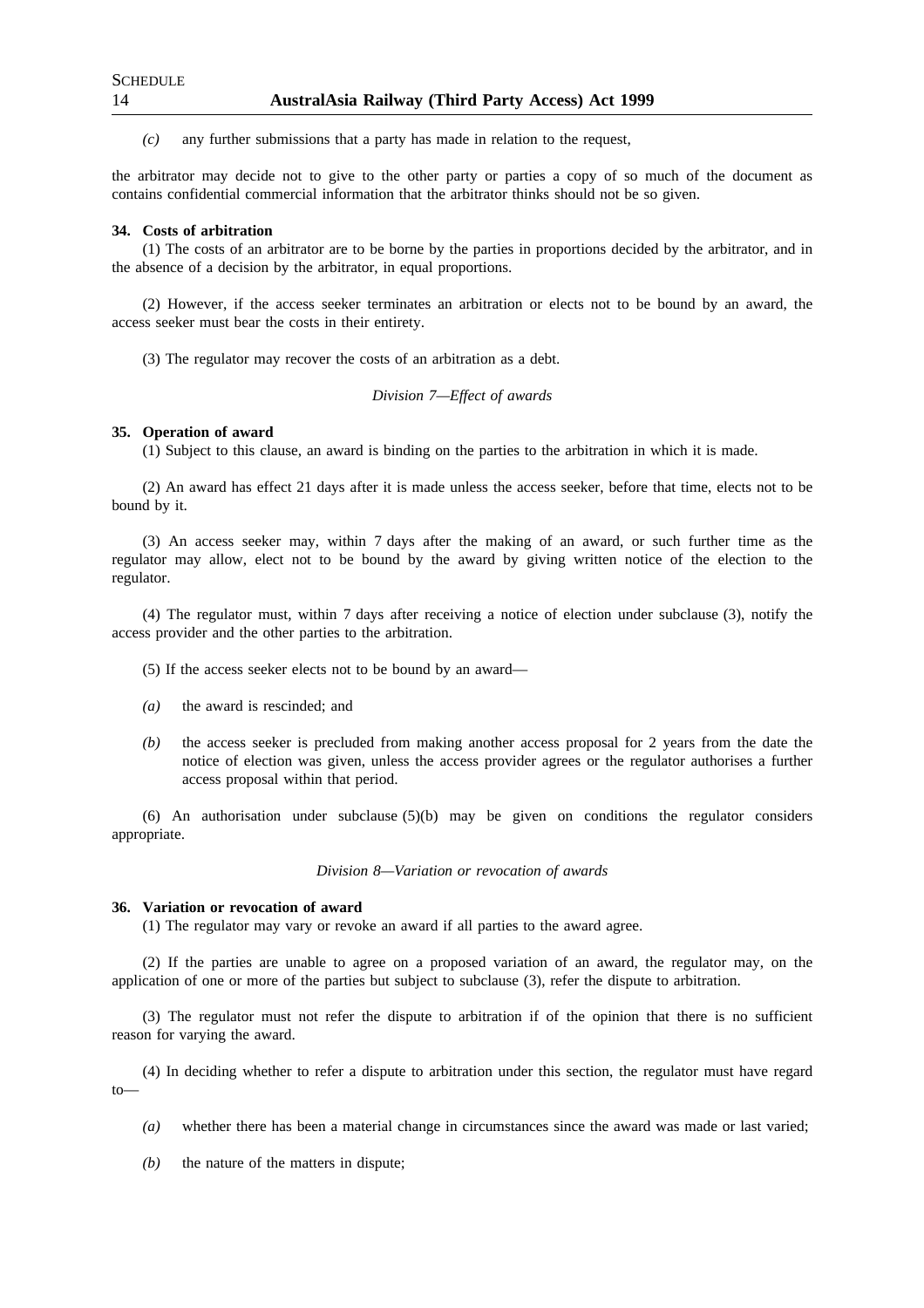*(c)* any further submissions that a party has made in relation to the request,

the arbitrator may decide not to give to the other party or parties a copy of so much of the document as contains confidential commercial information that the arbitrator thinks should not be so given.

**34. Costs of arbitration**

(1) The costs of an arbitrator are to be borne by the parties in proportions decided by the arbitrator, and in the absence of a decision by the arbitrator, in equal proportions.

(2) However, if the access seeker terminates an arbitration or elects not to be bound by an award, the access seeker must bear the costs in their entirety.

(3) The regulator may recover the costs of an arbitration as a debt.

*Division 7—Effect of awards*

**35. Operation of award**

(1) Subject to this clause, an award is binding on the parties to the arbitration in which it is made.

(2) An award has effect 21 days after it is made unless the access seeker, before that time, elects not to be bound by it.

(3) An access seeker may, within 7 days after the making of an award, or such further time as the regulator may allow, elect not to be bound by the award by giving written notice of the election to the regulator.

(4) The regulator must, within 7 days after receiving a notice of election under subclause (3), notify the access provider and the other parties to the arbitration.

(5) If the access seeker elects not to be bound by an award—

*(a)* the award is rescinded; and

*(b)* the access seeker is precluded from making another access proposal for 2 years from the date the notice of election was given, unless the access provider agrees or the regulator authorises a further access proposal within that period.

(6) An authorisation under subclause (5)(b) may be given on conditions the regulator considers appropriate.

*Division 8—Variation or revocation of awards*

**36. Variation or revocation of award**

(1) The regulator may vary or revoke an award if all parties to the award agree.

(2) If the parties are unable to agree on a proposed variation of an award, the regulator may, on the application of one or more of the parties but subject to subclause (3), refer the dispute to arbitration.

(3) The regulator must not refer the dispute to arbitration if of the opinion that there is no sufficient reason for varying the award.

(4) In deciding whether to refer a dispute to arbitration under this section, the regulator must have regard to—

*(a)* whether there has been a material change in circumstances since the award was made or last varied;

*(b)* the nature of the matters in dispute;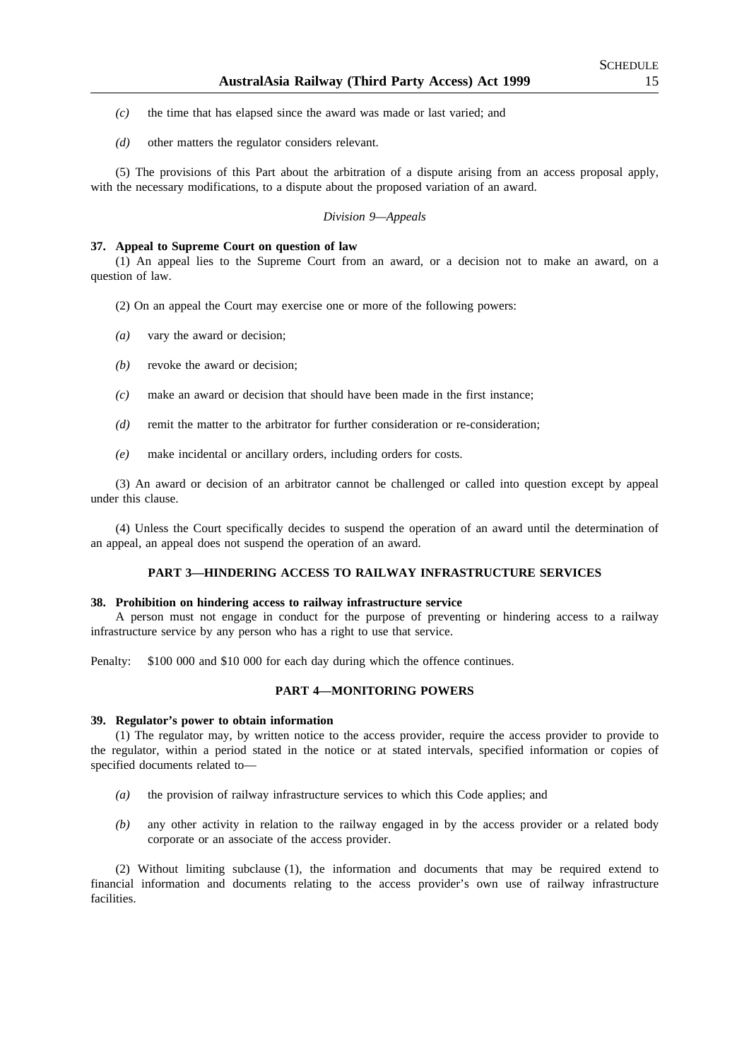*(c)* the time that has elapsed since the award was made or last varied; and

*(d)* other matters the regulator considers relevant.

(5) The provisions of this Part about the arbitration of a dispute arising from an access proposal apply, with the necessary modifications, to a dispute about the proposed variation of an award.

*Division 9—Appeals*

**37. Appeal to Supreme Court on question of law**

(1) An appeal lies to the Supreme Court from an award, or a decision not to make an award, on a question of law.

(2) On an appeal the Court may exercise one or more of the following powers:

*(a)* vary the award or decision;

*(b)* revoke the award or decision;

*(c)* make an award or decision that should have been made in the first instance;

*(d)* remit the matter to the arbitrator for further consideration or re-consideration;

*(e)* make incidental or ancillary orders, including orders for costs.

(3) An award or decision of an arbitrator cannot be challenged or called into question except by appeal under this clause.

(4) Unless the Court specifically decides to suspend the operation of an award until the determination of an appeal, an appeal does not suspend the operation of an award.

**PART 3—HINDERING ACCESS TO RAILWAY INFRASTRUCTURE SERVICES**

**38. Prohibition on hindering access to railway infrastructure service**

A person must not engage in conduct for the purpose of preventing or hindering access to a railway infrastructure service by any person who has a right to use that service.

Penalty: $100 000 and $10 000 for each day during which the offence continues.

**PART 4—MONITORING POWERS**

**39. Regulator's power to obtain information**

(1) The regulator may, by written notice to the access provider, require the access provider to provide to the regulator, within a period stated in the notice or at stated intervals, specified information or copies of specified documents related to—

*(a)* the provision of railway infrastructure services to which this Code applies; and

*(b)* any other activity in relation to the railway engaged in by the access provider or a related body corporate or an associate of the access provider.

(2) Without limiting subclause (1), the information and documents that may be required extend to financial information and documents relating to the access provider's own use of railway infrastructure facilities.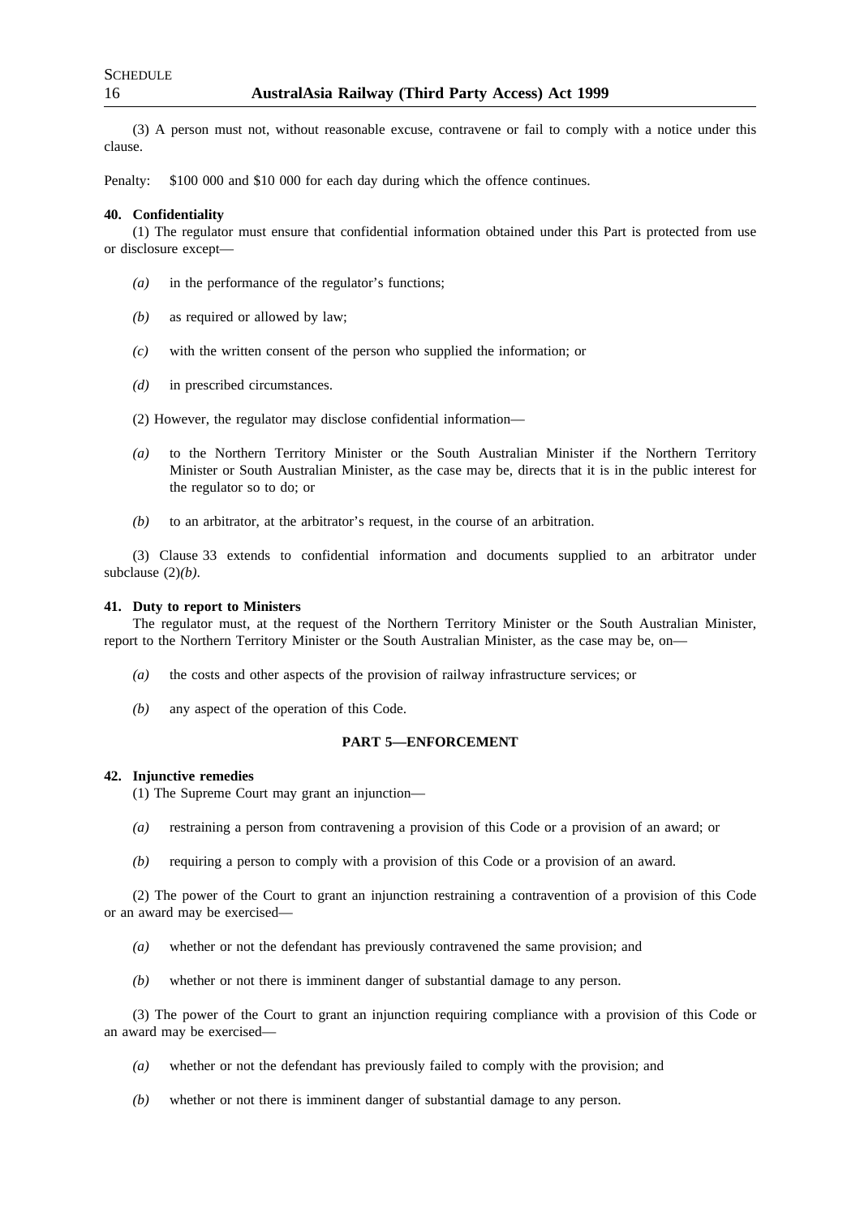(3) A person must not, without reasonable excuse, contravene or fail to comply with a notice under this clause.

Penalty: $100 000 and $10 000 for each day during which the offence continues.

**40. Confidentiality**

(1) The regulator must ensure that confidential information obtained under this Part is protected from use or disclosure except—

- *(a)* in the performance of the regulator's functions;
- *(b)* as required or allowed by law;
- *(c)* with the written consent of the person who supplied the information; or
- *(d)* in prescribed circumstances.

(2) However, the regulator may disclose confidential information—

- *(a)* to the Northern Territory Minister or the South Australian Minister if the Northern Territory Minister or South Australian Minister, as the case may be, directs that it is in the public interest for the regulator so to do; or
- *(b)* to an arbitrator, at the arbitrator's request, in the course of an arbitration.

(3) Clause 33 extends to confidential information and documents supplied to an arbitrator under subclause (2)*(b)*.

**41. Duty to report to Ministers**

The regulator must, at the request of the Northern Territory Minister or the South Australian Minister, report to the Northern Territory Minister or the South Australian Minister, as the case may be, on—

- *(a)* the costs and other aspects of the provision of railway infrastructure services; or
- *(b)* any aspect of the operation of this Code.

## PART 5—ENFORCEMENT

**42. Injunctive remedies**

(1) The Supreme Court may grant an injunction—

- *(a)* restraining a person from contravening a provision of this Code or a provision of an award; or
- *(b)* requiring a person to comply with a provision of this Code or a provision of an award.

(2) The power of the Court to grant an injunction restraining a contravention of a provision of this Code or an award may be exercised—

- *(a)* whether or not the defendant has previously contravened the same provision; and
- *(b)* whether or not there is imminent danger of substantial damage to any person.

(3) The power of the Court to grant an injunction requiring compliance with a provision of this Code or an award may be exercised—

- *(a)* whether or not the defendant has previously failed to comply with the provision; and
- *(b)* whether or not there is imminent danger of substantial damage to any person.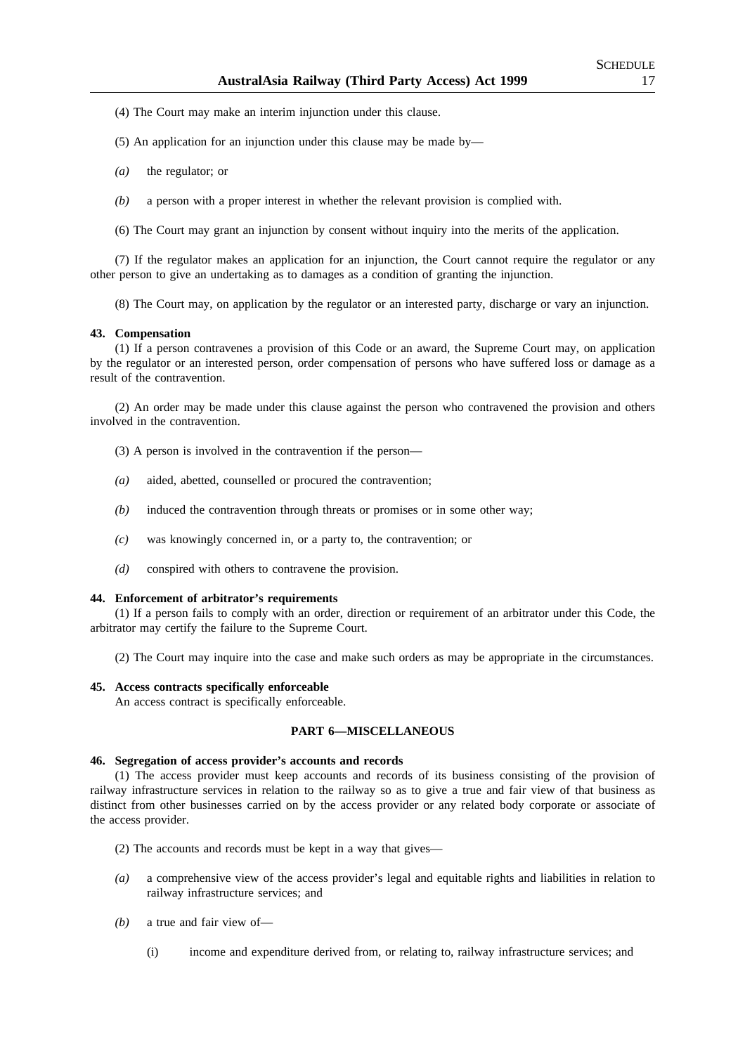(4) The Court may make an interim injunction under this clause.

(5) An application for an injunction under this clause may be made by—

*(a)* the regulator; or

*(b)* a person with a proper interest in whether the relevant provision is complied with.

(6) The Court may grant an injunction by consent without inquiry into the merits of the application.

(7) If the regulator makes an application for an injunction, the Court cannot require the regulator or any other person to give an undertaking as to damages as a condition of granting the injunction.

(8) The Court may, on application by the regulator or an interested party, discharge or vary an injunction.

**43. Compensation**

(1) If a person contravenes a provision of this Code or an award, the Supreme Court may, on application by the regulator or an interested person, order compensation of persons who have suffered loss or damage as a result of the contravention.

(2) An order may be made under this clause against the person who contravened the provision and others involved in the contravention.

(3) A person is involved in the contravention if the person—

*(a)* aided, abetted, counselled or procured the contravention;

*(b)* induced the contravention through threats or promises or in some other way;

*(c)* was knowingly concerned in, or a party to, the contravention; or

*(d)* conspired with others to contravene the provision.

**44. Enforcement of arbitrator's requirements**

(1) If a person fails to comply with an order, direction or requirement of an arbitrator under this Code, the arbitrator may certify the failure to the Supreme Court.

(2) The Court may inquire into the case and make such orders as may be appropriate in the circumstances.

**45. Access contracts specifically enforceable**

An access contract is specifically enforceable.

**PART 6—MISCELLANEOUS**

**46. Segregation of access provider's accounts and records**

(1) The access provider must keep accounts and records of its business consisting of the provision of railway infrastructure services in relation to the railway so as to give a true and fair view of that business as distinct from other businesses carried on by the access provider or any related body corporate or associate of the access provider.

(2) The accounts and records must be kept in a way that gives—

*(a)* a comprehensive view of the access provider's legal and equitable rights and liabilities in relation to railway infrastructure services; and

*(b)* a true and fair view of—

(i) income and expenditure derived from, or relating to, railway infrastructure services; and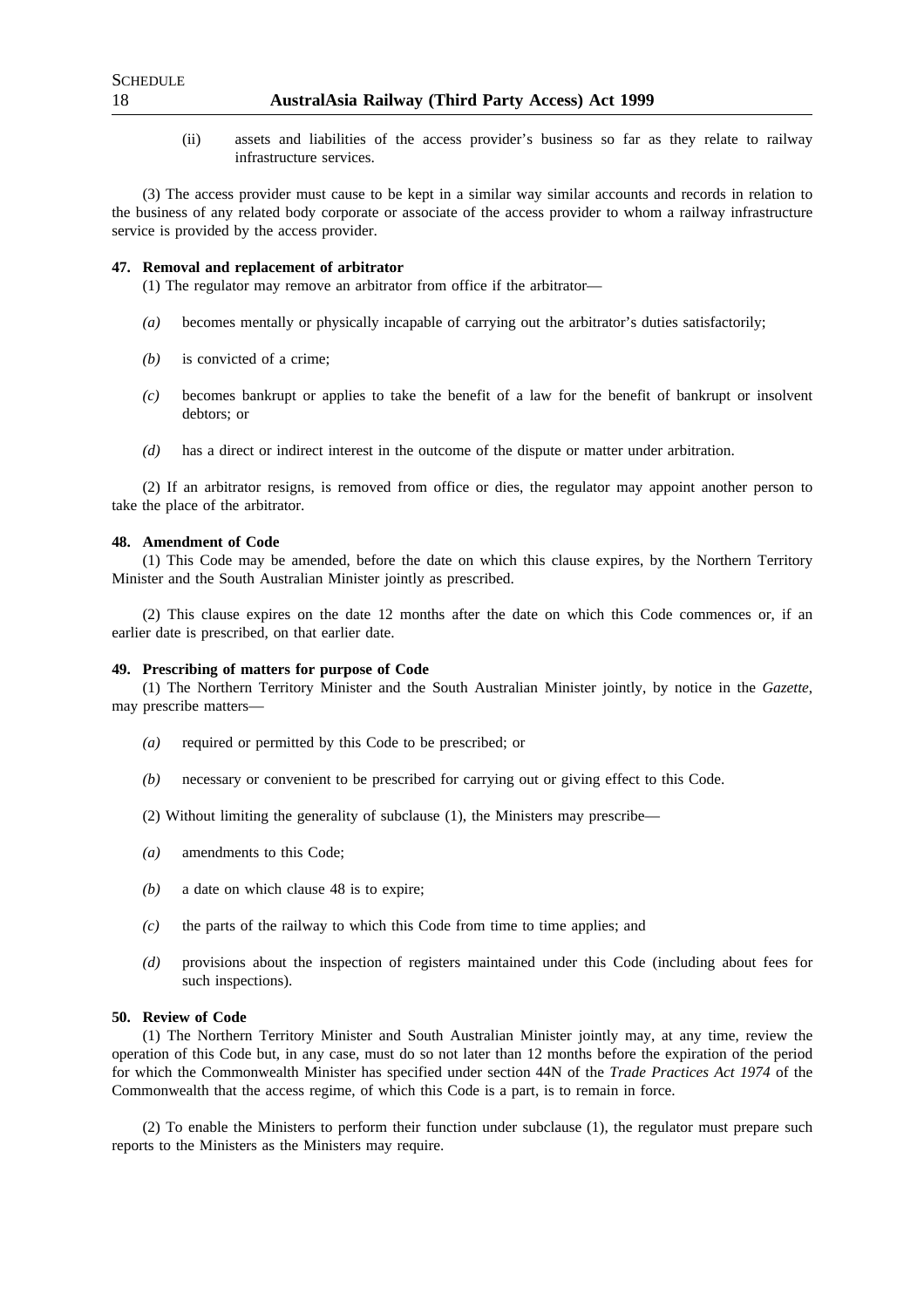(ii) assets and liabilities of the access provider's business so far as they relate to railway infrastructure services.

(3) The access provider must cause to be kept in a similar way similar accounts and records in relation to the business of any related body corporate or associate of the access provider to whom a railway infrastructure service is provided by the access provider.

**47. Removal and replacement of arbitrator**

(1) The regulator may remove an arbitrator from office if the arbitrator—

*(a)* becomes mentally or physically incapable of carrying out the arbitrator's duties satisfactorily;

*(b)* is convicted of a crime;

*(c)* becomes bankrupt or applies to take the benefit of a law for the benefit of bankrupt or insolvent debtors; or

*(d)* has a direct or indirect interest in the outcome of the dispute or matter under arbitration.

(2) If an arbitrator resigns, is removed from office or dies, the regulator may appoint another person to take the place of the arbitrator.

**48. Amendment of Code**

(1) This Code may be amended, before the date on which this clause expires, by the Northern Territory Minister and the South Australian Minister jointly as prescribed.

(2) This clause expires on the date 12 months after the date on which this Code commences or, if an earlier date is prescribed, on that earlier date.

**49. Prescribing of matters for purpose of Code**

(1) The Northern Territory Minister and the South Australian Minister jointly, by notice in the *Gazette*, may prescribe matters—

*(a)* required or permitted by this Code to be prescribed; or

*(b)* necessary or convenient to be prescribed for carrying out or giving effect to this Code.

(2) Without limiting the generality of subclause (1), the Ministers may prescribe—

*(a)* amendments to this Code;

*(b)* a date on which clause 48 is to expire;

*(c)* the parts of the railway to which this Code from time to time applies; and

*(d)* provisions about the inspection of registers maintained under this Code (including about fees for such inspections).

**50. Review of Code**

(1) The Northern Territory Minister and South Australian Minister jointly may, at any time, review the operation of this Code but, in any case, must do so not later than 12 months before the expiration of the period for which the Commonwealth Minister has specified under section 44N of the *Trade Practices Act 1974* of the Commonwealth that the access regime, of which this Code is a part, is to remain in force.

(2) To enable the Ministers to perform their function under subclause (1), the regulator must prepare such reports to the Ministers as the Ministers may require.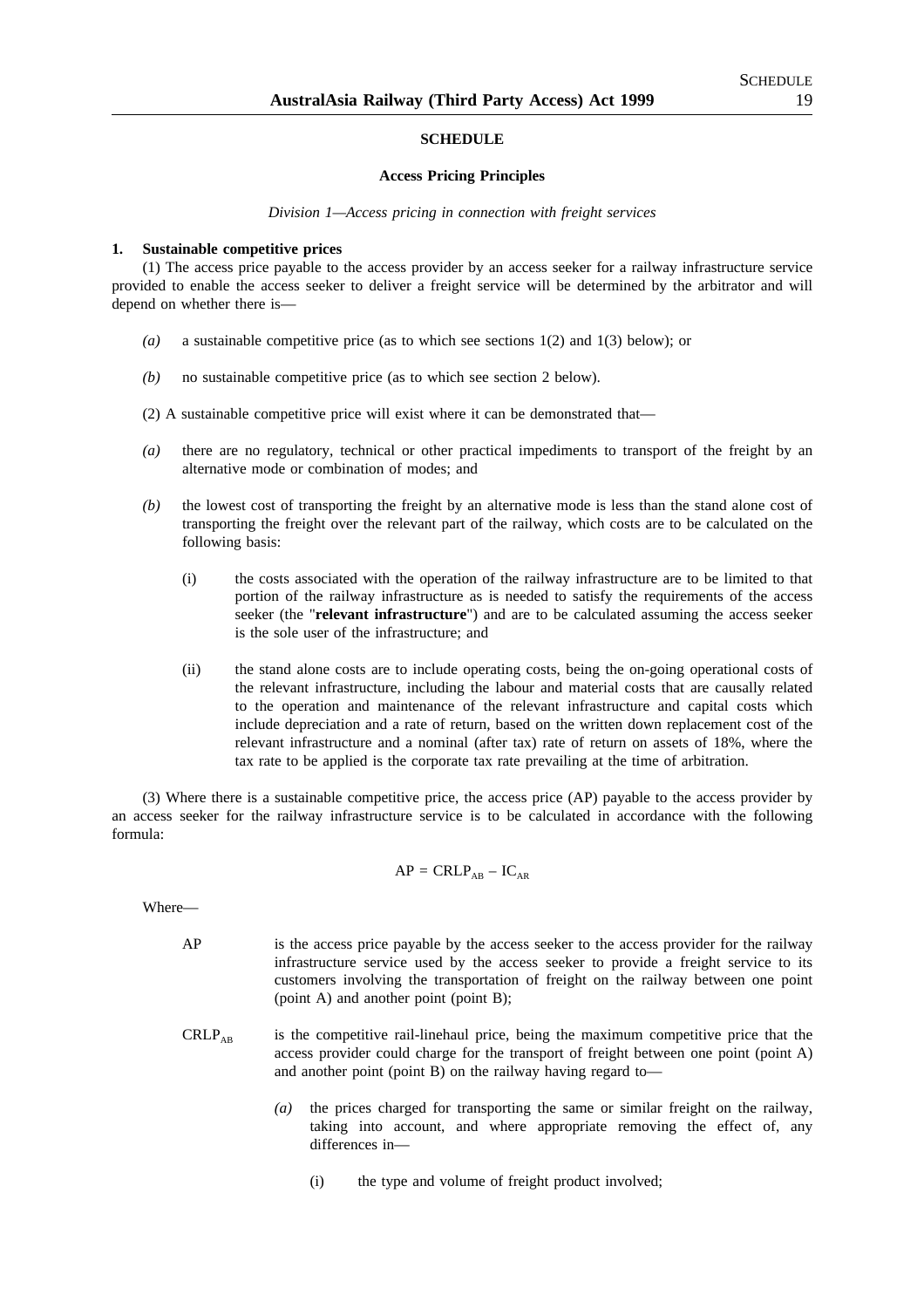## SCHEDULE

### Access Pricing Principles

*Division 1—Access pricing in connection with freight services*

**1. Sustainable competitive prices**

(1) The access price payable to the access provider by an access seeker for a railway infrastructure service provided to enable the access seeker to deliver a freight service will be determined by the arbitrator and will depend on whether there is—

*(a)* a sustainable competitive price (as to which see sections 1(2) and 1(3) below); or

*(b)* no sustainable competitive price (as to which see section 2 below).

(2) A sustainable competitive price will exist where it can be demonstrated that—

*(a)* there are no regulatory, technical or other practical impediments to transport of the freight by an alternative mode or combination of modes; and

*(b)* the lowest cost of transporting the freight by an alternative mode is less than the stand alone cost of transporting the freight over the relevant part of the railway, which costs are to be calculated on the following basis:

(i) the costs associated with the operation of the railway infrastructure are to be limited to that portion of the railway infrastructure as is needed to satisfy the requirements of the access seeker (the "**relevant infrastructure**") and are to be calculated assuming the access seeker is the sole user of the infrastructure; and

(ii) the stand alone costs are to include operating costs, being the on-going operational costs of the relevant infrastructure, including the labour and material costs that are causally related to the operation and maintenance of the relevant infrastructure and capital costs which include depreciation and a rate of return, based on the written down replacement cost of the relevant infrastructure and a nominal (after tax) rate of return on assets of 18%, where the tax rate to be applied is the corporate tax rate prevailing at the time of arbitration.

(3) Where there is a sustainable competitive price, the access price (AP) payable to the access provider by an access seeker for the railway infrastructure service is to be calculated in accordance with the following formula:

$$AP = CRLP_{AB} - IC_{AR}$$

Where—

AP — is the access price payable by the access seeker to the access provider for the railway infrastructure service used by the access seeker to provide a freight service to its customers involving the transportation of freight on the railway between one point (point A) and another point (point B);

$CRLP_{AB}$ — is the competitive rail-linehaul price, being the maximum competitive price that the access provider could charge for the transport of freight between one point (point A) and another point (point B) on the railway having regard to—

*(a)* the prices charged for transporting the same or similar freight on the railway, taking into account, and where appropriate removing the effect of, any differences in—

(i) the type and volume of freight product involved;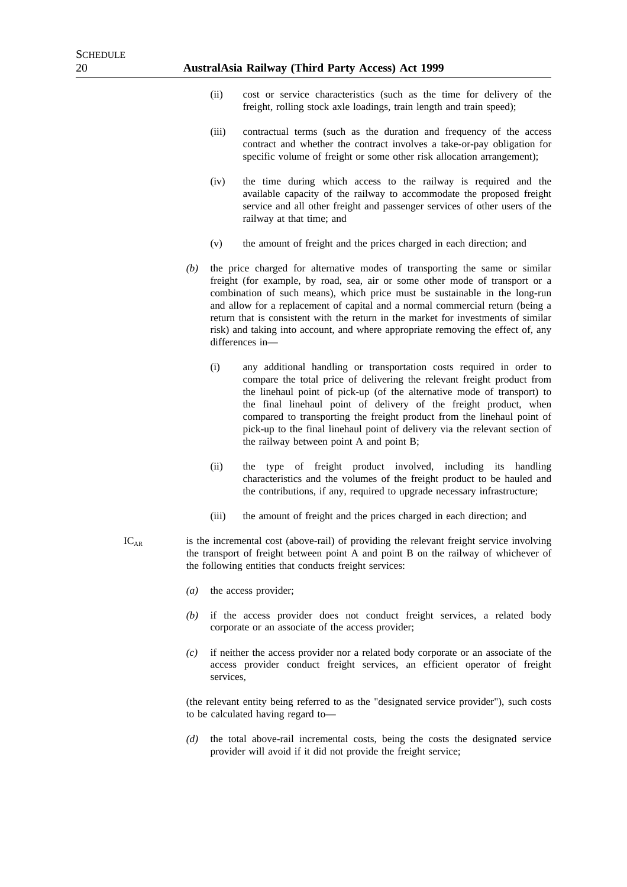(ii) cost or service characteristics (such as the time for delivery of the freight, rolling stock axle loadings, train length and train speed);

(iii) contractual terms (such as the duration and frequency of the access contract and whether the contract involves a take-or-pay obligation for specific volume of freight or some other risk allocation arrangement);

(iv) the time during which access to the railway is required and the available capacity of the railway to accommodate the proposed freight service and all other freight and passenger services of other users of the railway at that time; and

(v) the amount of freight and the prices charged in each direction; and

*(b)* the price charged for alternative modes of transporting the same or similar freight (for example, by road, sea, air or some other mode of transport or a combination of such means), which price must be sustainable in the long-run and allow for a replacement of capital and a normal commercial return (being a return that is consistent with the return in the market for investments of similar risk) and taking into account, and where appropriate removing the effect of, any differences in—

(i) any additional handling or transportation costs required in order to compare the total price of delivering the relevant freight product from the linehaul point of pick-up (of the alternative mode of transport) to the final linehaul point of delivery of the freight product, when compared to transporting the freight product from the linehaul point of pick-up to the final linehaul point of delivery via the relevant section of the railway between point A and point B;

(ii) the type of freight product involved, including its handling characteristics and the volumes of the freight product to be hauled and the contributions, if any, required to upgrade necessary infrastructure;

(iii) the amount of freight and the prices charged in each direction; and

$IC_{AR}$ is the incremental cost (above-rail) of providing the relevant freight service involving the transport of freight between point A and point B on the railway of whichever of the following entities that conducts freight services:

*(a)* the access provider;

*(b)* if the access provider does not conduct freight services, a related body corporate or an associate of the access provider;

*(c)* if neither the access provider nor a related body corporate or an associate of the access provider conduct freight services, an efficient operator of freight services,

(the relevant entity being referred to as the "designated service provider"), such costs to be calculated having regard to—

*(d)* the total above-rail incremental costs, being the costs the designated service provider will avoid if it did not provide the freight service;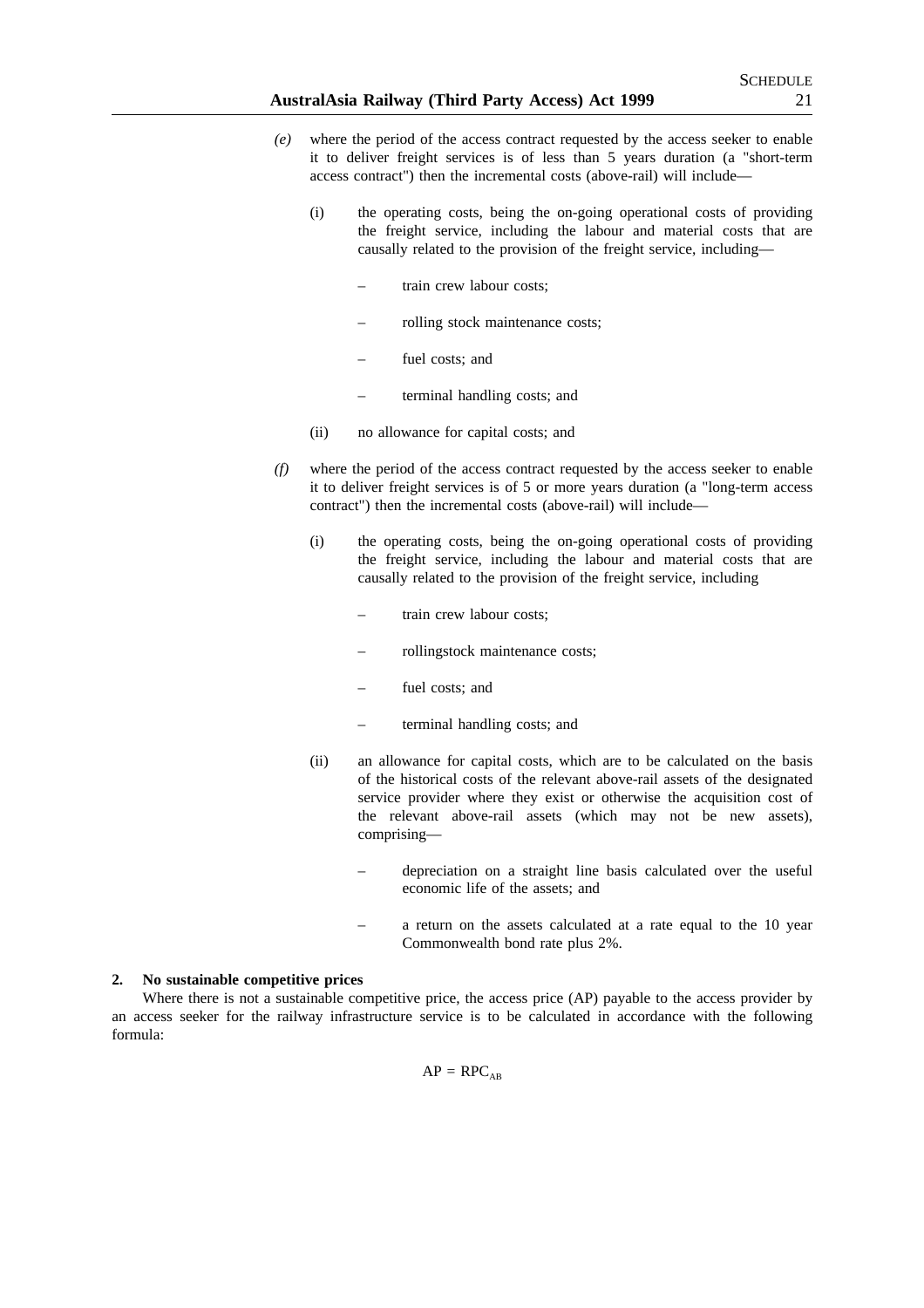*(e)* where the period of the access contract requested by the access seeker to enable it to deliver freight services is of less than 5 years duration (a "short-term access contract") then the incremental costs (above-rail) will include—

(i) the operating costs, being the on-going operational costs of providing the freight service, including the labour and material costs that are causally related to the provision of the freight service, including—

- train crew labour costs;
- rolling stock maintenance costs;
- fuel costs; and
- terminal handling costs; and

(ii) no allowance for capital costs; and

*(f)* where the period of the access contract requested by the access seeker to enable it to deliver freight services is of 5 or more years duration (a "long-term access contract") then the incremental costs (above-rail) will include—

(i) the operating costs, being the on-going operational costs of providing the freight service, including the labour and material costs that are causally related to the provision of the freight service, including

- train crew labour costs;
- rollingstock maintenance costs;
- fuel costs; and
- terminal handling costs; and

(ii) an allowance for capital costs, which are to be calculated on the basis of the historical costs of the relevant above-rail assets of the designated service provider where they exist or otherwise the acquisition cost of the relevant above-rail assets (which may not be new assets), comprising—

- depreciation on a straight line basis calculated over the useful economic life of the assets; and
- a return on the assets calculated at a rate equal to the 10 year Commonwealth bond rate plus 2%.

**2. No sustainable competitive prices**

Where there is not a sustainable competitive price, the access price (AP) payable to the access provider by an access seeker for the railway infrastructure service is to be calculated in accordance with the following formula:

$$AP = RPC_{AB}$$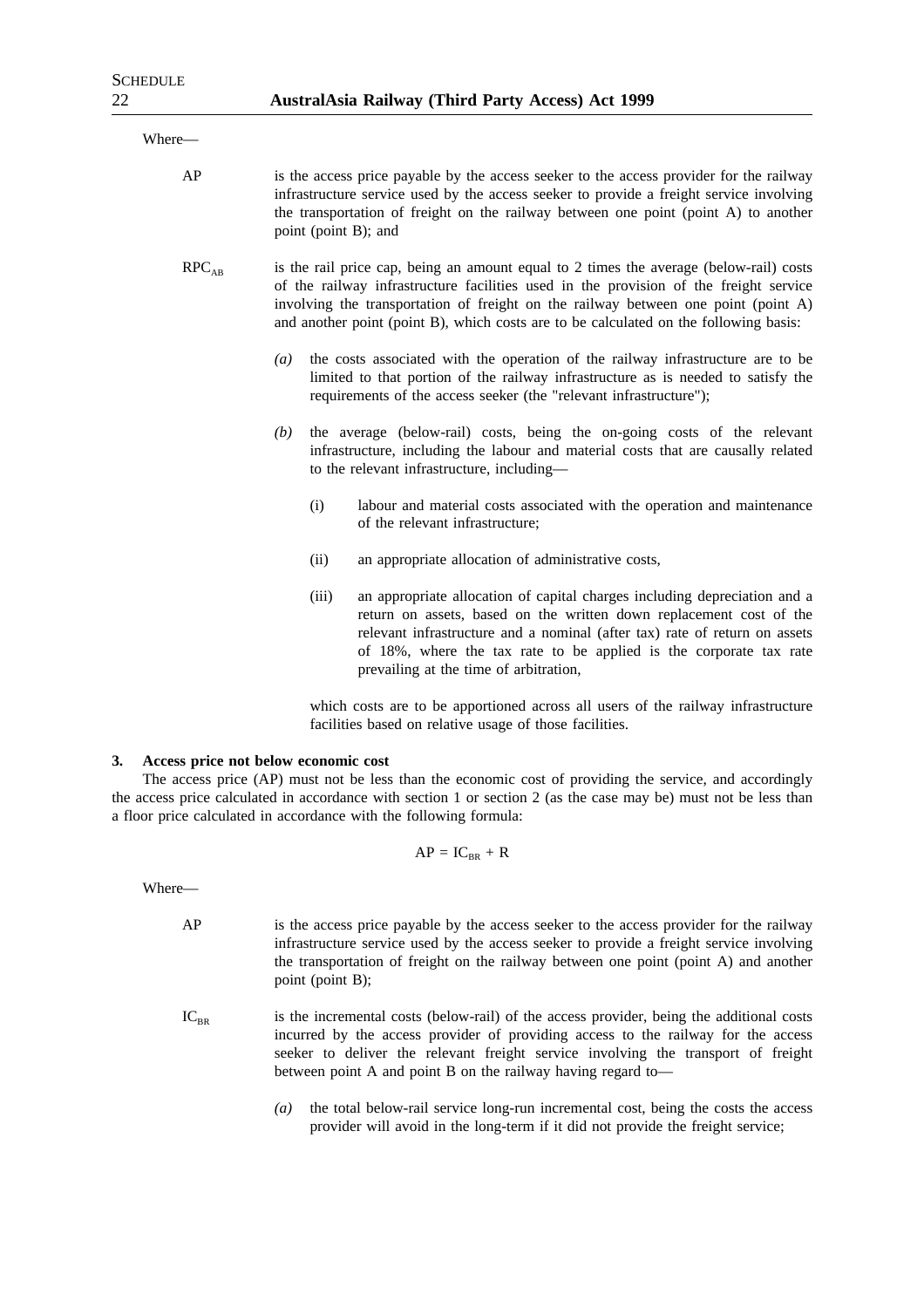Where—

AP is the access price payable by the access seeker to the access provider for the railway infrastructure service used by the access seeker to provide a freight service involving the transportation of freight on the railway between one point (point A) to another point (point B); and

$RPC_{AB}$ is the rail price cap, being an amount equal to 2 times the average (below-rail) costs of the railway infrastructure facilities used in the provision of the freight service involving the transportation of freight on the railway between one point (point A) and another point (point B), which costs are to be calculated on the following basis:

*(a)* the costs associated with the operation of the railway infrastructure are to be limited to that portion of the railway infrastructure as is needed to satisfy the requirements of the access seeker (the "relevant infrastructure");

*(b)* the average (below-rail) costs, being the on-going costs of the relevant infrastructure, including the labour and material costs that are causally related to the relevant infrastructure, including—

(i) labour and material costs associated with the operation and maintenance of the relevant infrastructure;

(ii) an appropriate allocation of administrative costs,

(iii) an appropriate allocation of capital charges including depreciation and a return on assets, based on the written down replacement cost of the relevant infrastructure and a nominal (after tax) rate of return on assets of 18%, where the tax rate to be applied is the corporate tax rate prevailing at the time of arbitration,

which costs are to be apportioned across all users of the railway infrastructure facilities based on relative usage of those facilities.

**3. Access price not below economic cost**

The access price (AP) must not be less than the economic cost of providing the service, and accordingly the access price calculated in accordance with section 1 or section 2 (as the case may be) must not be less than a floor price calculated in accordance with the following formula:

$$AP = IC_{BR} + R$$

Where—

AP is the access price payable by the access seeker to the access provider for the railway infrastructure service used by the access seeker to provide a freight service involving the transportation of freight on the railway between one point (point A) and another point (point B);

$IC_{BR}$ is the incremental costs (below-rail) of the access provider, being the additional costs incurred by the access provider of providing access to the railway for the access seeker to deliver the relevant freight service involving the transport of freight between point A and point B on the railway having regard to—

*(a)* the total below-rail service long-run incremental cost, being the costs the access provider will avoid in the long-term if it did not provide the freight service;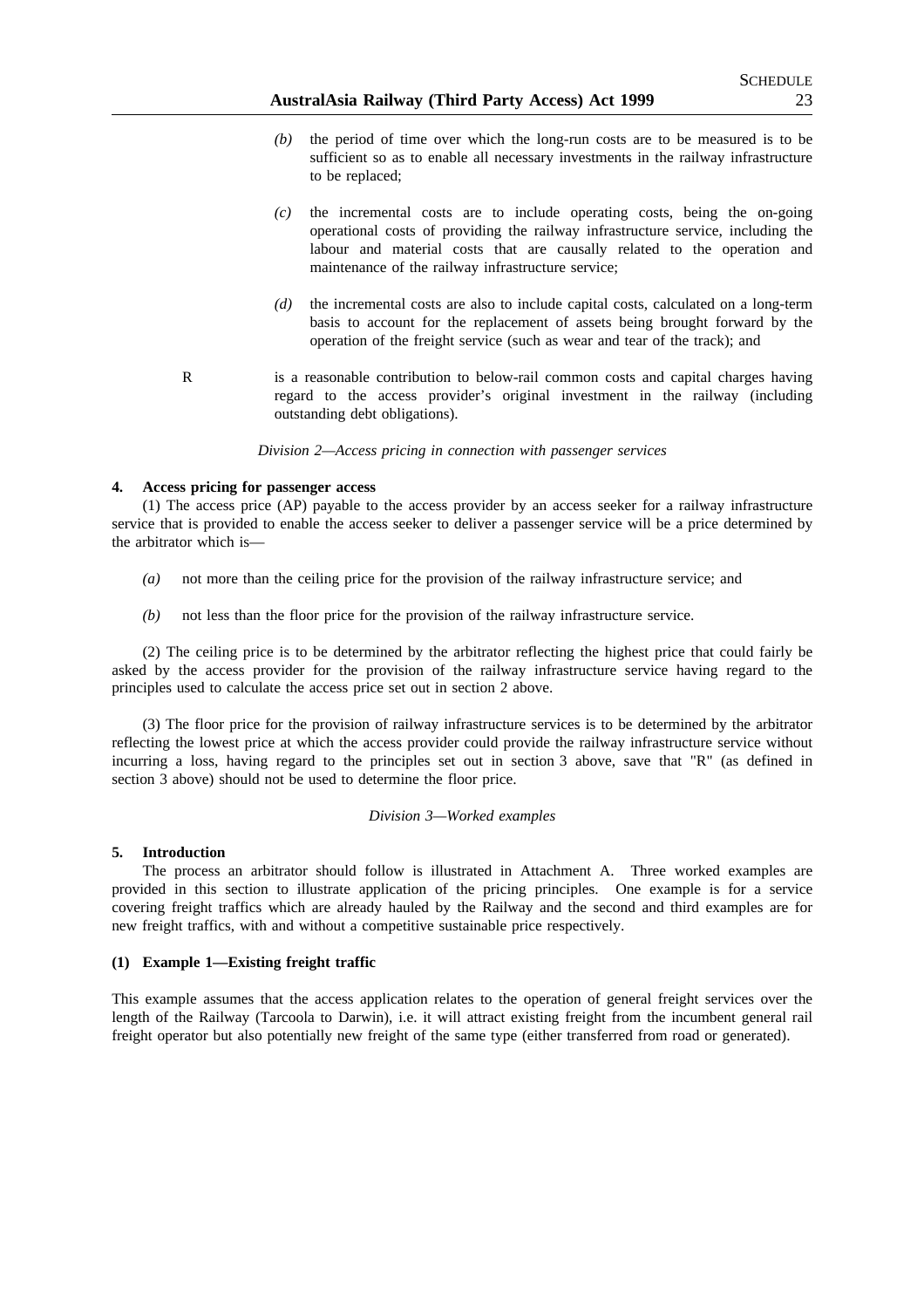(b) the period of time over which the long-run costs are to be measured is to be sufficient so as to enable all necessary investments in the railway infrastructure to be replaced;

(c) the incremental costs are to include operating costs, being the on-going operational costs of providing the railway infrastructure service, including the labour and material costs that are causally related to the operation and maintenance of the railway infrastructure service;

(d) the incremental costs are also to include capital costs, calculated on a long-term basis to account for the replacement of assets being brought forward by the operation of the freight service (such as wear and tear of the track); and

R is a reasonable contribution to below-rail common costs and capital charges having regard to the access provider's original investment in the railway (including outstanding debt obligations).

*Division 2—Access pricing in connection with passenger services*

**4. Access pricing for passenger access**

(1) The access price (AP) payable to the access provider by an access seeker for a railway infrastructure service that is provided to enable the access seeker to deliver a passenger service will be a price determined by the arbitrator which is—

(a) not more than the ceiling price for the provision of the railway infrastructure service; and

(b) not less than the floor price for the provision of the railway infrastructure service.

(2) The ceiling price is to be determined by the arbitrator reflecting the highest price that could fairly be asked by the access provider for the provision of the railway infrastructure service having regard to the principles used to calculate the access price set out in section 2 above.

(3) The floor price for the provision of railway infrastructure services is to be determined by the arbitrator reflecting the lowest price at which the access provider could provide the railway infrastructure service without incurring a loss, having regard to the principles set out in section 3 above, save that "R" (as defined in section 3 above) should not be used to determine the floor price.

*Division 3—Worked examples*

**5. Introduction**

The process an arbitrator should follow is illustrated in Attachment A. Three worked examples are provided in this section to illustrate application of the pricing principles. One example is for a service covering freight traffics which are already hauled by the Railway and the second and third examples are for new freight traffics, with and without a competitive sustainable price respectively.

**(1) Example 1—Existing freight traffic**

This example assumes that the access application relates to the operation of general freight services over the length of the Railway (Tarcoola to Darwin), i.e. it will attract existing freight from the incumbent general rail freight operator but also potentially new freight of the same type (either transferred from road or generated).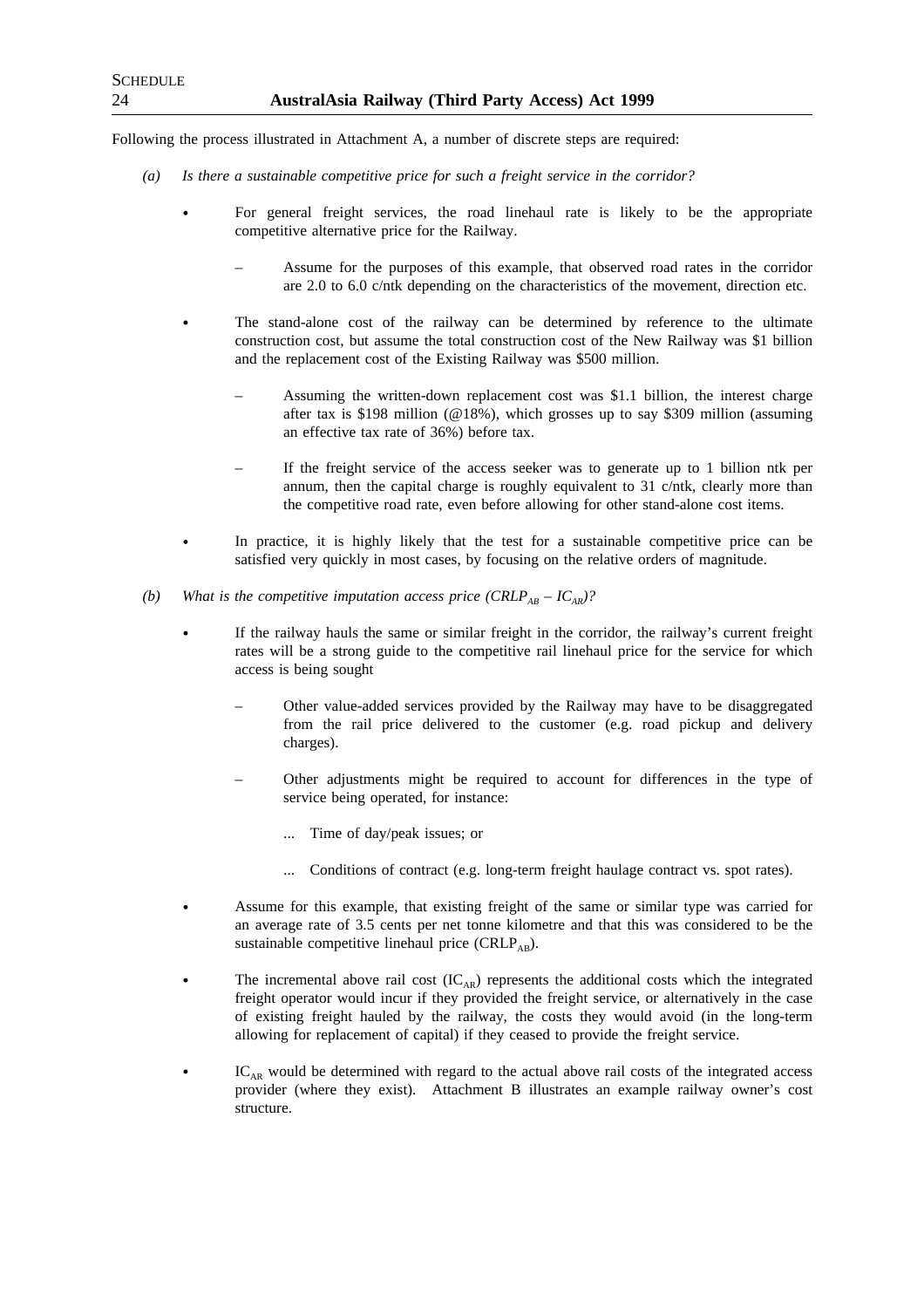Following the process illustrated in Attachment A, a number of discrete steps are required:

*(a) Is there a sustainable competitive price for such a freight service in the corridor?*

- For general freight services, the road linehaul rate is likely to be the appropriate competitive alternative price for the Railway.
  - Assume for the purposes of this example, that observed road rates in the corridor are 2.0 to 6.0 c/ntk depending on the characteristics of the movement, direction etc.
- The stand-alone cost of the railway can be determined by reference to the ultimate construction cost, but assume the total construction cost of the New Railway was $1 billion and the replacement cost of the Existing Railway was $500 million.
  - Assuming the written-down replacement cost was $1.1 billion, the interest charge after tax is $198 million (@18%), which grosses up to say $309 million (assuming an effective tax rate of 36%) before tax.
  - If the freight service of the access seeker was to generate up to 1 billion ntk per annum, then the capital charge is roughly equivalent to 31 c/ntk, clearly more than the competitive road rate, even before allowing for other stand-alone cost items.
- In practice, it is highly likely that the test for a sustainable competitive price can be satisfied very quickly in most cases, by focusing on the relative orders of magnitude.

*(b) What is the competitive imputation access price ($CRLP_{AB} – IC_{AR}$)?*

- If the railway hauls the same or similar freight in the corridor, the railway's current freight rates will be a strong guide to the competitive rail linehaul price for the service for which access is being sought
  - Other value-added services provided by the Railway may have to be disaggregated from the rail price delivered to the customer (e.g. road pickup and delivery charges).
  - Other adjustments might be required to account for differences in the type of service being operated, for instance:
    - ... Time of day/peak issues; or
    - ... Conditions of contract (e.g. long-term freight haulage contract vs. spot rates).
- Assume for this example, that existing freight of the same or similar type was carried for an average rate of 3.5 cents per net tonne kilometre and that this was considered to be the sustainable competitive linehaul price ($CRLP_{AB}$).
- The incremental above rail cost ($IC_{AR}$) represents the additional costs which the integrated freight operator would incur if they provided the freight service, or alternatively in the case of existing freight hauled by the railway, the costs they would avoid (in the long-term allowing for replacement of capital) if they ceased to provide the freight service.
- $IC_{AR}$ would be determined with regard to the actual above rail costs of the integrated access provider (where they exist). Attachment B illustrates an example railway owner's cost structure.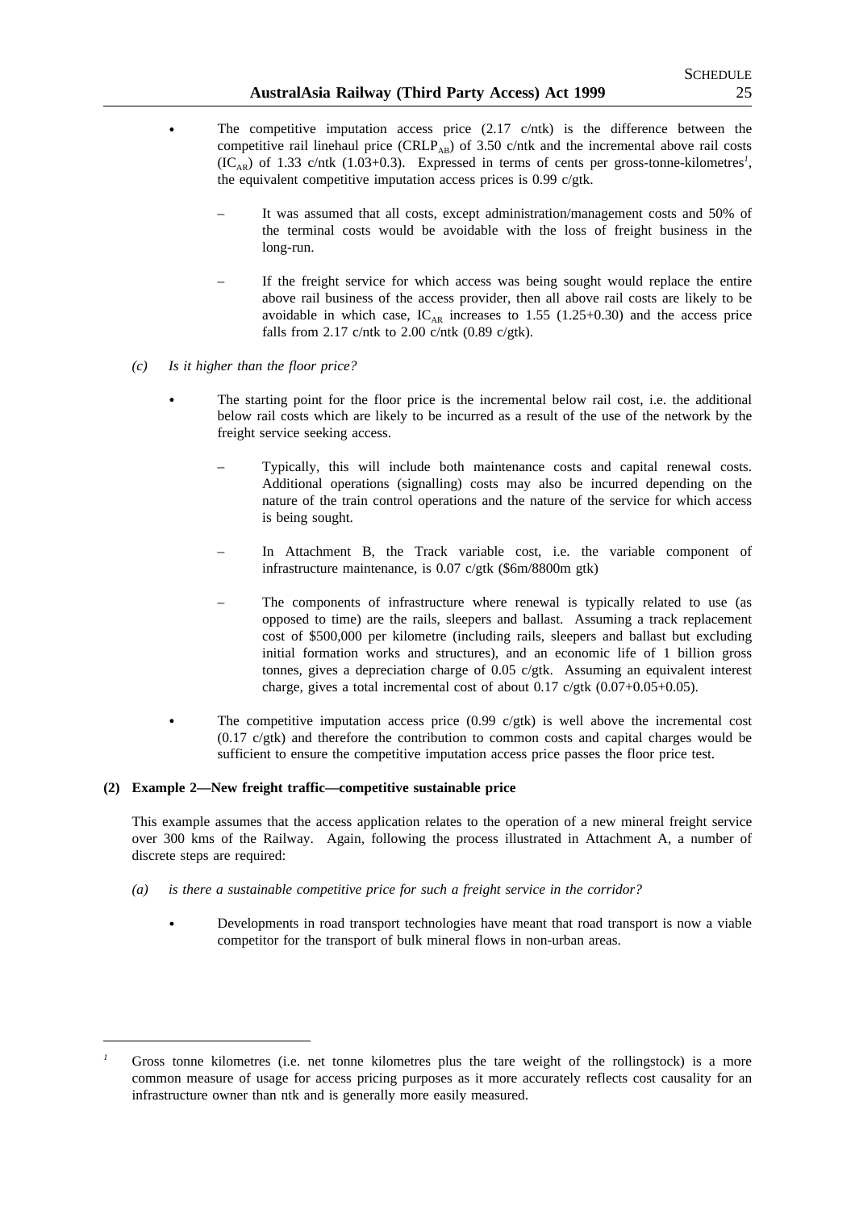- The competitive imputation access price (2.17 c/ntk) is the difference between the competitive rail linehaul price ($CRLP_{AB}$) of 3.50 c/ntk and the incremental above rail costs ($IC_{AR}$) of 1.33 c/ntk (1.03+0.3). Expressed in terms of cents per gross-tonne-kilometres[1], the equivalent competitive imputation access prices is 0.99 c/gtk.
  - It was assumed that all costs, except administration/management costs and 50% of the terminal costs would be avoidable with the loss of freight business in the long-run.
  - If the freight service for which access was being sought would replace the entire above rail business of the access provider, then all above rail costs are likely to be avoidable in which case, $IC_{AR}$ increases to 1.55 (1.25+0.30) and the access price falls from 2.17 c/ntk to 2.00 c/ntk (0.89 c/gtk).

*(c) Is it higher than the floor price?*

- The starting point for the floor price is the incremental below rail cost, i.e. the additional below rail costs which are likely to be incurred as a result of the use of the network by the freight service seeking access.
  - Typically, this will include both maintenance costs and capital renewal costs. Additional operations (signalling) costs may also be incurred depending on the nature of the train control operations and the nature of the service for which access is being sought.
  - In Attachment B, the Track variable cost, i.e. the variable component of infrastructure maintenance, is 0.07 c/gtk ($6m/8800m gtk)
  - The components of infrastructure where renewal is typically related to use (as opposed to time) are the rails, sleepers and ballast. Assuming a track replacement cost of $500,000 per kilometre (including rails, sleepers and ballast but excluding initial formation works and structures), and an economic life of 1 billion gross tonnes, gives a depreciation charge of 0.05 c/gtk. Assuming an equivalent interest charge, gives a total incremental cost of about 0.17 c/gtk (0.07+0.05+0.05).
- The competitive imputation access price (0.99 c/gtk) is well above the incremental cost (0.17 c/gtk) and therefore the contribution to common costs and capital charges would be sufficient to ensure the competitive imputation access price passes the floor price test.

**(2) Example 2—New freight traffic—competitive sustainable price**

This example assumes that the access application relates to the operation of a new mineral freight service over 300 kms of the Railway. Again, following the process illustrated in Attachment A, a number of discrete steps are required:

*(a) is there a sustainable competitive price for such a freight service in the corridor?*

- Developments in road transport technologies have meant that road transport is now a viable competitor for the transport of bulk mineral flows in non-urban areas.

---

[1] Gross tonne kilometres (i.e. net tonne kilometres plus the tare weight of the rollingstock) is a more common measure of usage for access pricing purposes as it more accurately reflects cost causality for an infrastructure owner than ntk and is generally more easily measured.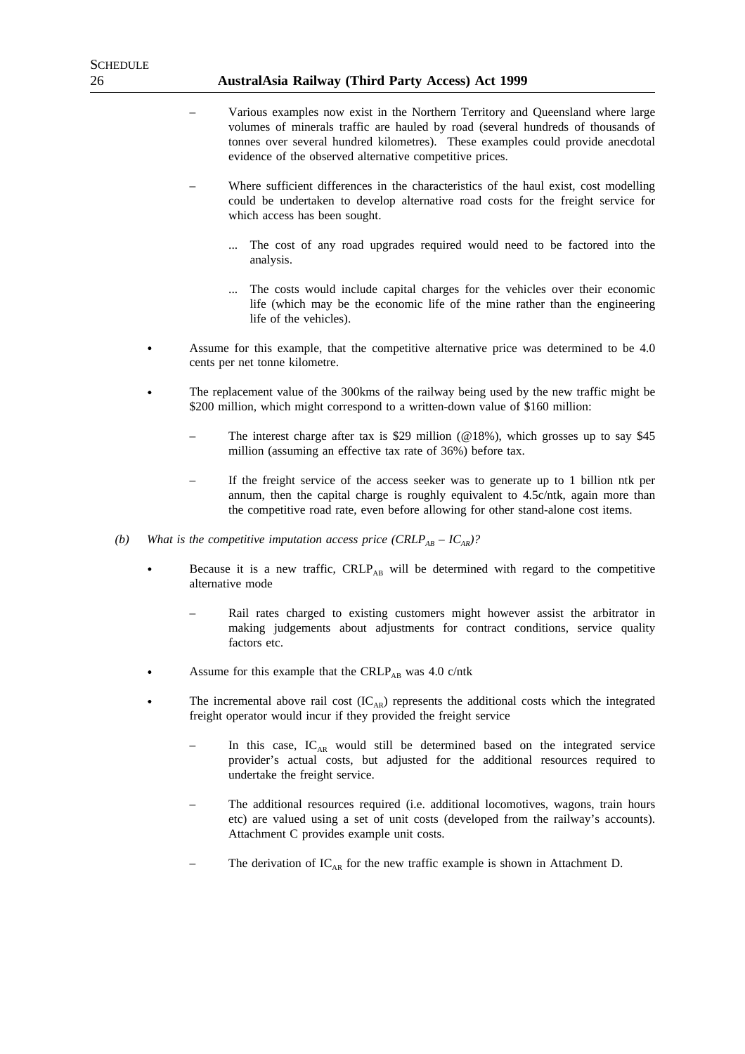- Various examples now exist in the Northern Territory and Queensland where large volumes of minerals traffic are hauled by road (several hundreds of thousands of tonnes over several hundred kilometres). These examples could provide anecdotal evidence of the observed alternative competitive prices.

- Where sufficient differences in the characteristics of the haul exist, cost modelling could be undertaken to develop alternative road costs for the freight service for which access has been sought.

  ... The cost of any road upgrades required would need to be factored into the analysis.

  ... The costs would include capital charges for the vehicles over their economic life (which may be the economic life of the mine rather than the engineering life of the vehicles).

- Assume for this example, that the competitive alternative price was determined to be 4.0 cents per net tonne kilometre.

- The replacement value of the 300kms of the railway being used by the new traffic might be \$200 million, which might correspond to a written-down value of \$160 million:

  - The interest charge after tax is \$29 million (@18%), which grosses up to say \$45 million (assuming an effective tax rate of 36%) before tax.

  - If the freight service of the access seeker was to generate up to 1 billion ntk per annum, then the capital charge is roughly equivalent to 4.5c/ntk, again more than the competitive road rate, even before allowing for other stand-alone cost items.

*(b) What is the competitive imputation access price ($CRLP_{AB} - IC_{AR}$)?*

- Because it is a new traffic, $CRLP_{AB}$ will be determined with regard to the competitive alternative mode

  - Rail rates charged to existing customers might however assist the arbitrator in making judgements about adjustments for contract conditions, service quality factors etc.

- Assume for this example that the $CRLP_{AB}$ was 4.0 c/ntk

- The incremental above rail cost ($IC_{AR}$) represents the additional costs which the integrated freight operator would incur if they provided the freight service

  - In this case, $IC_{AR}$ would still be determined based on the integrated service provider's actual costs, but adjusted for the additional resources required to undertake the freight service.

  - The additional resources required (i.e. additional locomotives, wagons, train hours etc) are valued using a set of unit costs (developed from the railway's accounts). Attachment C provides example unit costs.

  - The derivation of $IC_{AR}$ for the new traffic example is shown in Attachment D.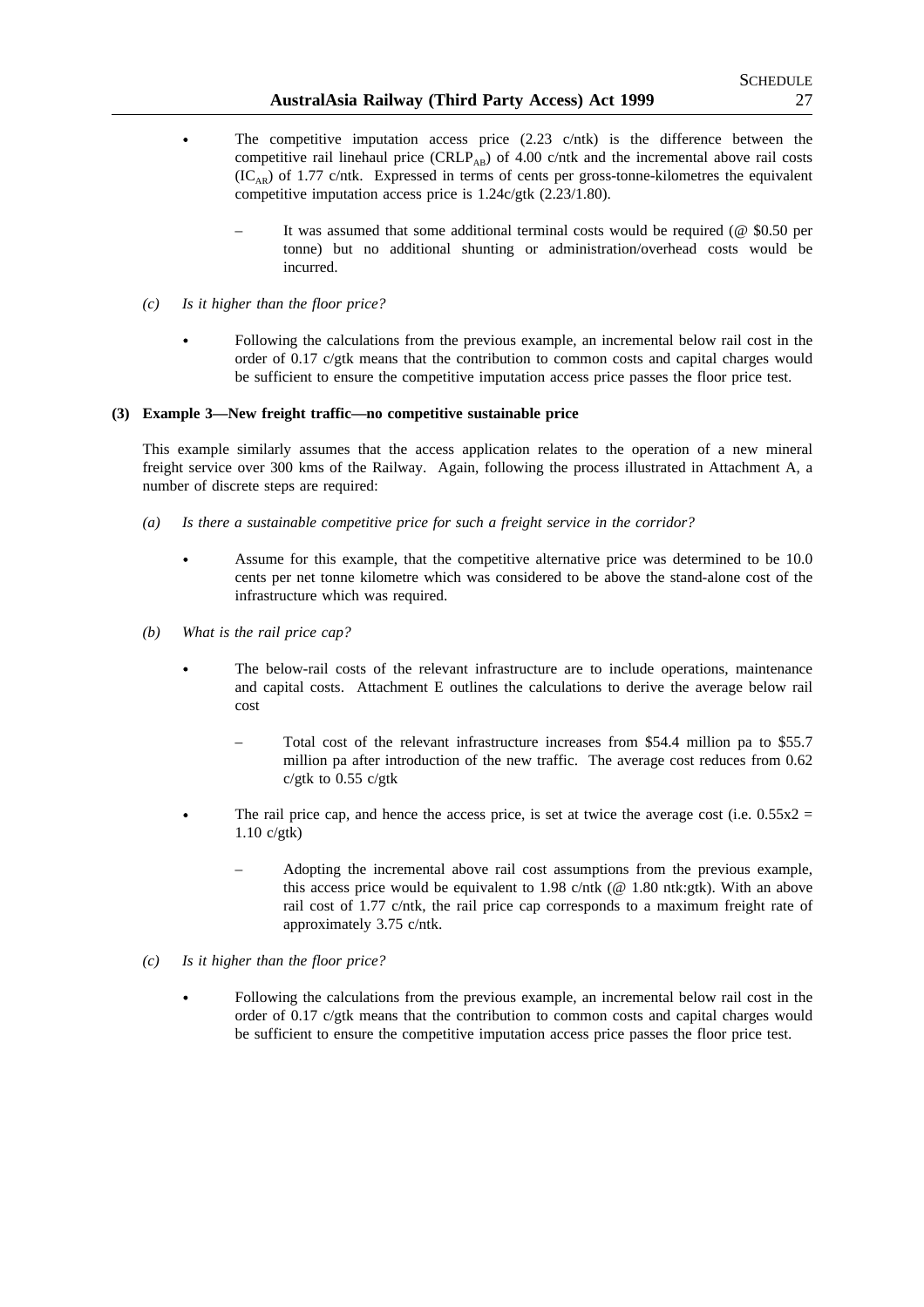- The competitive imputation access price (2.23 c/ntk) is the difference between the competitive rail linehaul price ($CRLP_{AB}$) of 4.00 c/ntk and the incremental above rail costs ($IC_{AR}$) of 1.77 c/ntk. Expressed in terms of cents per gross-tonne-kilometres the equivalent competitive imputation access price is 1.24c/gtk (2.23/1.80).
  - It was assumed that some additional terminal costs would be required (@ $0.50 per tonne) but no additional shunting or administration/overhead costs would be incurred.

*(c) Is it higher than the floor price?*

- Following the calculations from the previous example, an incremental below rail cost in the order of 0.17 c/gtk means that the contribution to common costs and capital charges would be sufficient to ensure the competitive imputation access price passes the floor price test.

**(3) Example 3—New freight traffic—no competitive sustainable price**

This example similarly assumes that the access application relates to the operation of a new mineral freight service over 300 kms of the Railway. Again, following the process illustrated in Attachment A, a number of discrete steps are required:

*(a) Is there a sustainable competitive price for such a freight service in the corridor?*

- Assume for this example, that the competitive alternative price was determined to be 10.0 cents per net tonne kilometre which was considered to be above the stand-alone cost of the infrastructure which was required.

*(b) What is the rail price cap?*

- The below-rail costs of the relevant infrastructure are to include operations, maintenance and capital costs. Attachment E outlines the calculations to derive the average below rail cost
  - Total cost of the relevant infrastructure increases from $54.4 million pa to $55.7 million pa after introduction of the new traffic. The average cost reduces from 0.62 c/gtk to 0.55 c/gtk
- The rail price cap, and hence the access price, is set at twice the average cost (i.e. $0.55x2 = 1.10$ c/gtk)
  - Adopting the incremental above rail cost assumptions from the previous example, this access price would be equivalent to 1.98 c/ntk (@ 1.80 ntk:gtk). With an above rail cost of 1.77 c/ntk, the rail price cap corresponds to a maximum freight rate of approximately 3.75 c/ntk.

*(c) Is it higher than the floor price?*

- Following the calculations from the previous example, an incremental below rail cost in the order of 0.17 c/gtk means that the contribution to common costs and capital charges would be sufficient to ensure the competitive imputation access price passes the floor price test.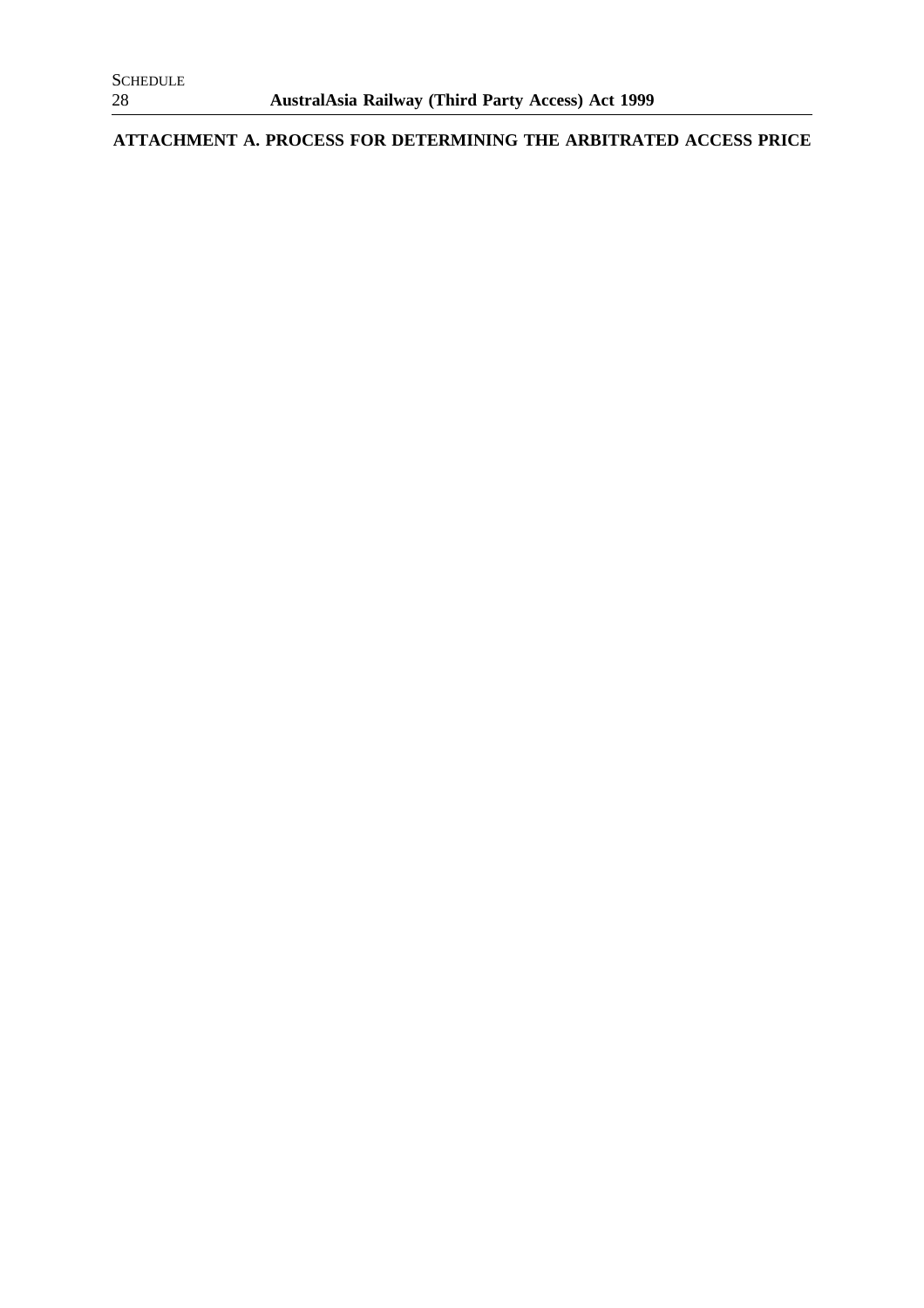## ATTACHMENT A. PROCESS FOR DETERMINING THE ARBITRATED ACCESS PRICE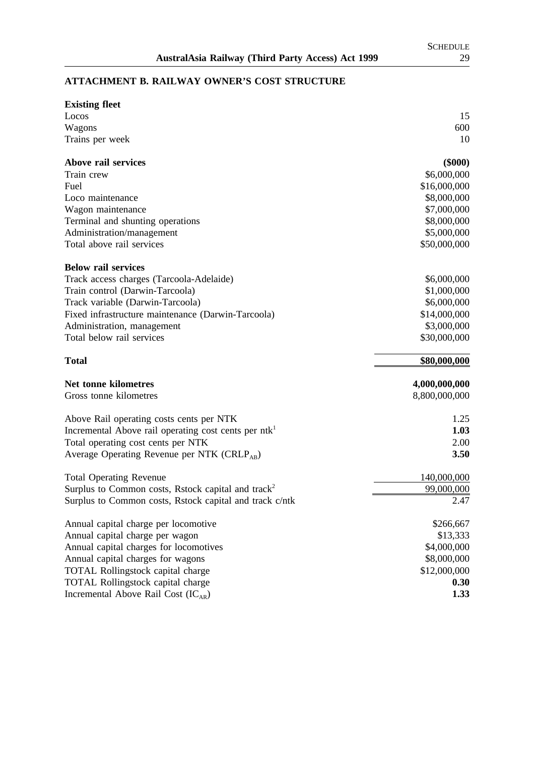## ATTACHMENT B. RAILWAY OWNER'S COST STRUCTURE

| | |
|---|---|
| **Existing fleet** | |
| Locos | 15 |
| Wagons | 600 |
| Trains per week | 10 |
| | |
| **Above rail services** | **($000)** |
| Train crew | \$6,000,000 |
| Fuel | \$16,000,000 |
| Loco maintenance | \$8,000,000 |
| Wagon maintenance | \$7,000,000 |
| Terminal and shunting operations | \$8,000,000 |
| Administration/management | \$5,000,000 |
| Total above rail services | \$50,000,000 |
| | |
| **Below rail services** | |
| Track access charges (Tarcoola-Adelaide) | \$6,000,000 |
| Train control (Darwin-Tarcoola) | \$1,000,000 |
| Track variable (Darwin-Tarcoola) | \$6,000,000 |
| Fixed infrastructure maintenance (Darwin-Tarcoola) | \$14,000,000 |
| Administration, management | \$3,000,000 |
| Total below rail services | \$30,000,000 |
| | |
| **Total** | **\$80,000,000** |
| | |
| **Net tonne kilometres** | **4,000,000,000** |
| Gross tonne kilometres | 8,800,000,000 |
| | |
| Above Rail operating costs cents per NTK | 1.25 |
| Incremental Above rail operating cost cents per ntk[1] | **1.03** |
| Total operating cost cents per NTK | 2.00 |
| Average Operating Revenue per NTK ($CRLP_{AB}$) | **3.50** |
| | |
| Total Operating Revenue | 140,000,000 |
| Surplus to Common costs, Rstock capital and track[2] | 99,000,000 |
| Surplus to Common costs, Rstock capital and track c/ntk | 2.47 |
| | |
| Annual capital charge per locomotive | \$266,667 |
| Annual capital charge per wagon | \$13,333 |
| Annual capital charges for locomotives | \$4,000,000 |
| Annual capital charges for wagons | \$8,000,000 |
| TOTAL Rollingstock capital charge | \$12,000,000 |
| TOTAL Rollingstock capital charge | **0.30** |
| Incremental Above Rail Cost ($IC_{AR}$) | **1.33** |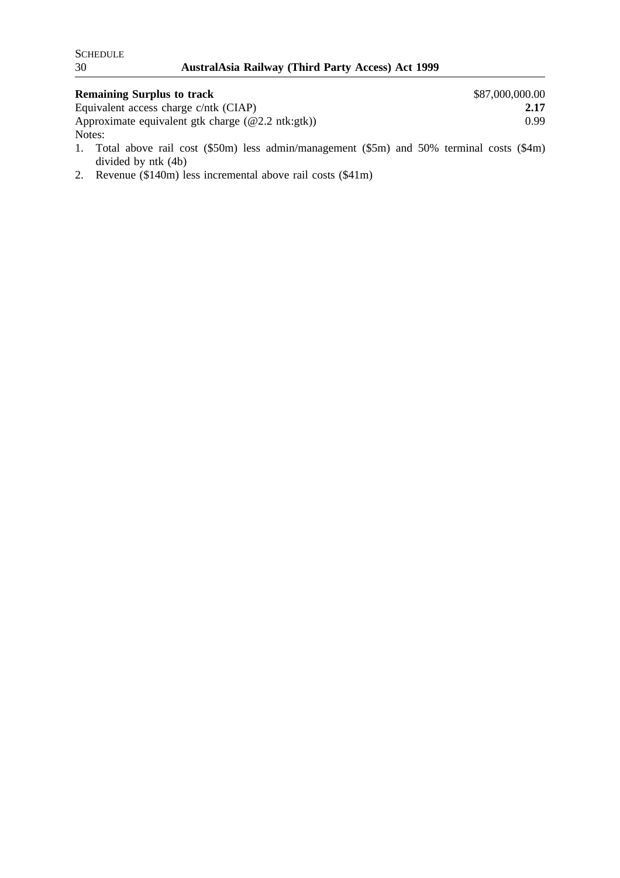| | |
|---|---|
| **Remaining Surplus to track** | $87,000,000.00 |
| Equivalent access charge c/ntk (CIAP) | **2.17** |
| Approximate equivalent gtk charge (@2.2 ntk:gtk)) | 0.99 |

Notes:

1. Total above rail cost ($50m) less admin/management ($5m) and 50% terminal costs ($4m) divided by ntk (4b)
2. Revenue ($140m) less incremental above rail costs ($41m)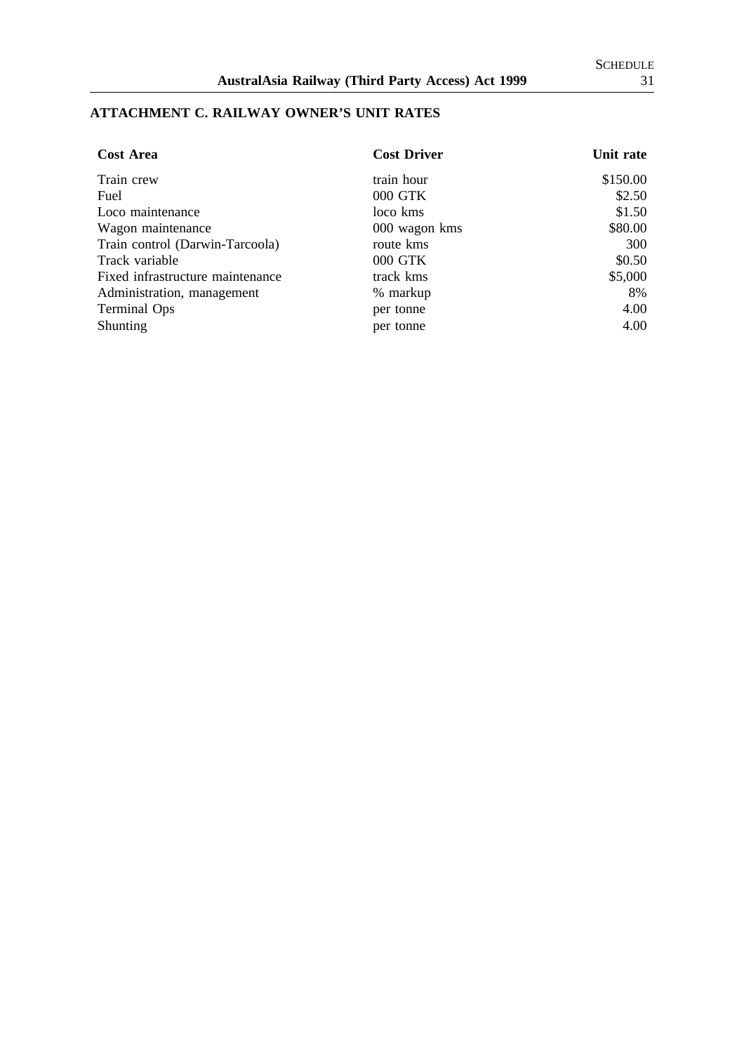## ATTACHMENT C. RAILWAY OWNER'S UNIT RATES

| Cost Area | Cost Driver | Unit rate |
|---|---|---|
| Train crew | train hour | $150.00 |
| Fuel | 000 GTK | $2.50 |
| Loco maintenance | loco kms | $1.50 |
| Wagon maintenance | 000 wagon kms | $80.00 |
| Train control (Darwin-Tarcoola) | route kms | 300 |
| Track variable | 000 GTK | $0.50 |
| Fixed infrastructure maintenance | track kms | $5,000 |
| Administration, management | % markup | 8% |
| Terminal Ops | per tonne | 4.00 |
| Shunting | per tonne | 4.00 |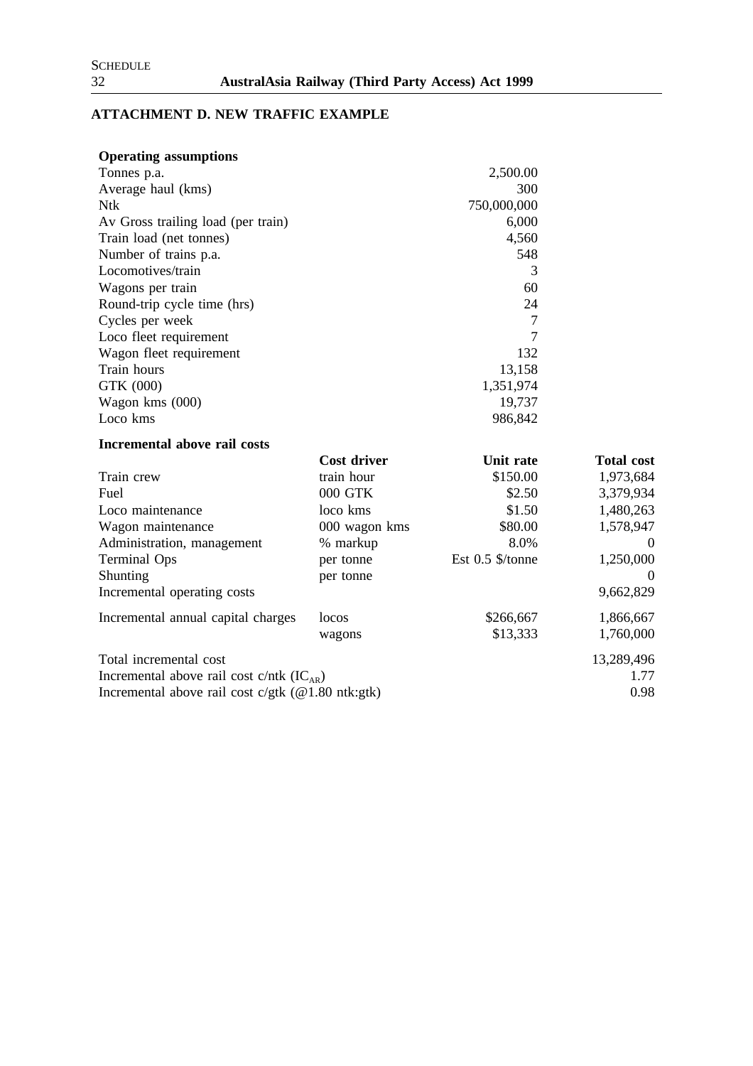## ATTACHMENT D. NEW TRAFFIC EXAMPLE

**Operating assumptions**

| | |
|---|---|
| Tonnes p.a. | 2,500.00 |
| Average haul (kms) | 300 |
| Ntk | 750,000,000 |
| Av Gross trailing load (per train) | 6,000 |
| Train load (net tonnes) | 4,560 |
| Number of trains p.a. | 548 |
| Locomotives/train | 3 |
| Wagons per train | 60 |
| Round-trip cycle time (hrs) | 24 |
| Cycles per week | 7 |
| Loco fleet requirement | 7 |
| Wagon fleet requirement | 132 |
| Train hours | 13,158 |
| GTK (000) | 1,351,974 |
| Wagon kms (000) | 19,737 |
| Loco kms | 986,842 |

**Incremental above rail costs**

| | Cost driver | Unit rate | Total cost |
|---|---|---|---|
| Train crew | train hour | \$150.00 | 1,973,684 |
| Fuel | 000 GTK | \$2.50 | 3,379,934 |
| Loco maintenance | loco kms | \$1.50 | 1,480,263 |
| Wagon maintenance | 000 wagon kms | \$80.00 | 1,578,947 |
| Administration, management | % markup | 8.0% | 0 |
| Terminal Ops | per tonne | Est 0.5 \$/tonne | 1,250,000 |
| Shunting | per tonne | | 0 |
| Incremental operating costs | | | 9,662,829 |
| Incremental annual capital charges | locos | \$266,667 | 1,866,667 |
| | wagons | \$13,333 | 1,760,000 |
| Total incremental cost | | | 13,289,496 |
| Incremental above rail cost c/ntk ($IC_{AR}$) | | | 1.77 |
| Incremental above rail cost c/gtk (@1.80 ntk:gtk) | | | 0.98 |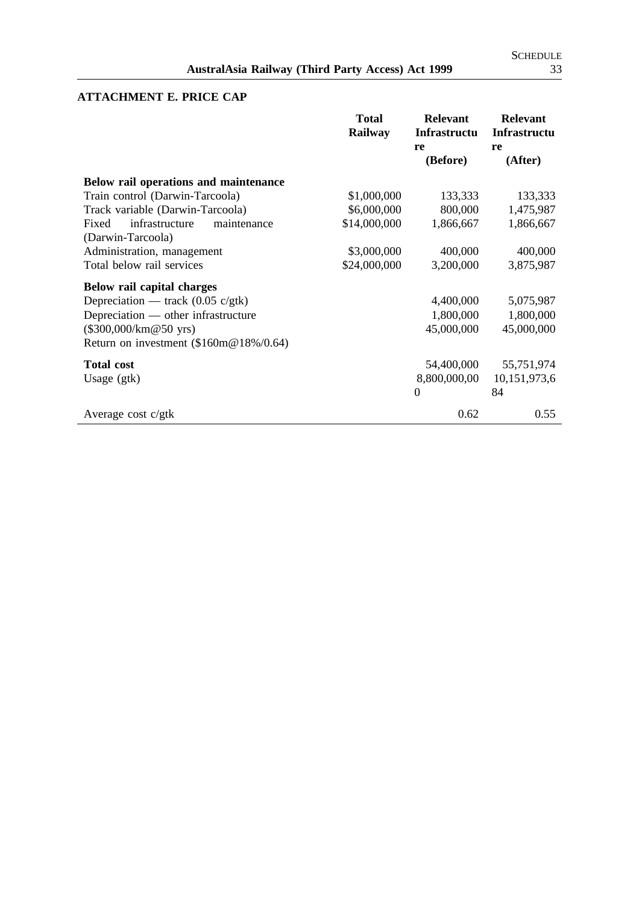## ATTACHMENT E. PRICE CAP

| | Total Railway | Relevant Infrastructure (Before) | Relevant Infrastructure (After) |
|---|---|---|---|
| **Below rail operations and maintenance** | | | |
| Train control (Darwin-Tarcoola) | $1,000,000 | 133,333 | 133,333 |
| Track variable (Darwin-Tarcoola) | $6,000,000 | 800,000 | 1,475,987 |
| Fixed infrastructure maintenance (Darwin-Tarcoola) | $14,000,000 | 1,866,667 | 1,866,667 |
| Administration, management | $3,000,000 | 400,000 | 400,000 |
| Total below rail services | $24,000,000 | 3,200,000 | 3,875,987 |
| **Below rail capital charges** | | | |
| Depreciation — track (0.05 c/gtk) | | 4,400,000 | 5,075,987 |
| Depreciation — other infrastructure ($300,000/km@50 yrs) | | 1,800,000 | 1,800,000 |
| Return on investment ($160m@18%/0.64) | | 45,000,000 | 45,000,000 |
| **Total cost** | | 54,400,000 | 55,751,974 |
| Usage (gtk) | | 8,800,000,000 | 10,151,973,684 |
| Average cost c/gtk | | 0.62 | 0.55 |